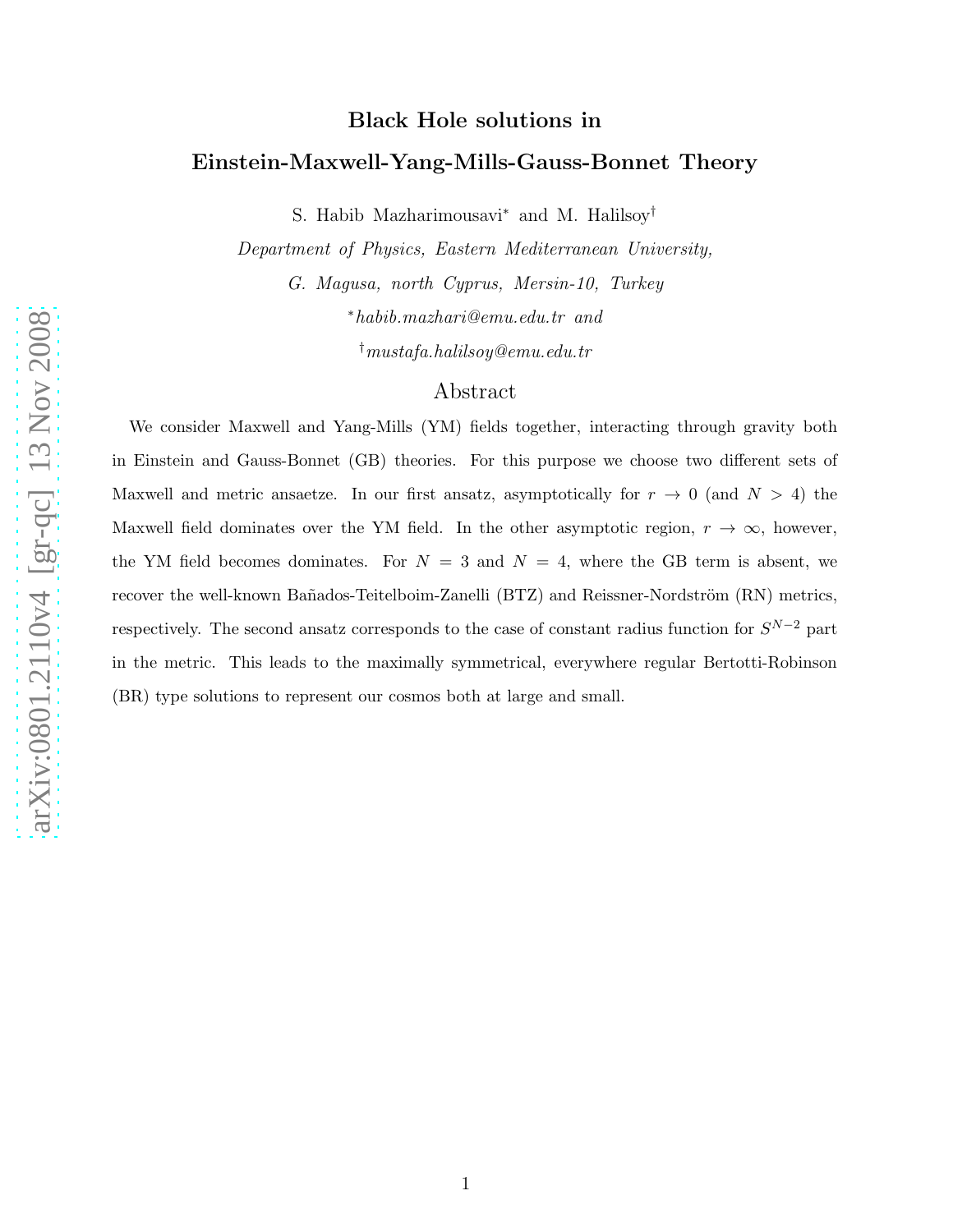# Black Hole solutions in Einstein-Maxwell-Yang-Mills-Gauss-Bonnet Theory

S. Habib Mazharimousavi[*] and M. Halilsoy[†]

*Department of Physics, Eastern Mediterranean University,*

*G. Magusa, north Cyprus, Mersin-10, Turkey*

[*]*habib.mazhari@emu.edu.tr and*

[†]*mustafa.halilsoy@emu.edu.tr*

## Abstract

We consider Maxwell and Yang-Mills (YM) fields together, interacting through gravity both in Einstein and Gauss-Bonnet (GB) theories. For this purpose we choose two different sets of Maxwell and metric ansaetze. In our first ansatz, asymptotically for $r \to 0$ (and $N > 4$) the Maxwell field dominates over the YM field. In the other asymptotic region, $r \to \infty$, however, the YM field becomes dominates. For $N = 3$ and $N = 4$, where the GB term is absent, we recover the well-known Bañados-Teitelboim-Zanelli (BTZ) and Reissner-Nordström (RN) metrics, respectively. The second ansatz corresponds to the case of constant radius function for $S^{N-2}$ part in the metric. This leads to the maximally symmetrical, everywhere regular Bertotti-Robinson (BR) type solutions to represent our cosmos both at large and small.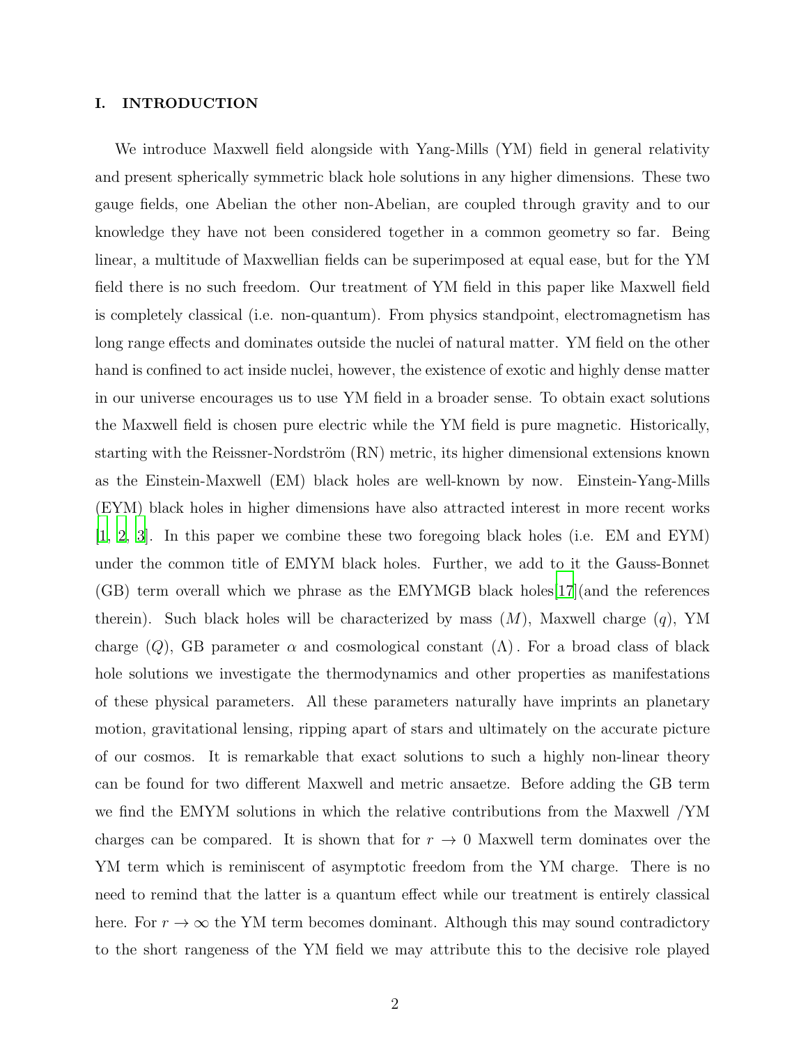## I. INTRODUCTION

We introduce Maxwell field alongside with Yang-Mills (YM) field in general relativity and present spherically symmetric black hole solutions in any higher dimensions. These two gauge fields, one Abelian the other non-Abelian, are coupled through gravity and to our knowledge they have not been considered together in a common geometry so far. Being linear, a multitude of Maxwellian fields can be superimposed at equal ease, but for the YM field there is no such freedom. Our treatment of YM field in this paper like Maxwell field is completely classical (i.e. non-quantum). From physics standpoint, electromagnetism has long range effects and dominates outside the nuclei of natural matter. YM field on the other hand is confined to act inside nuclei, however, the existence of exotic and highly dense matter in our universe encourages us to use YM field in a broader sense. To obtain exact solutions the Maxwell field is chosen pure electric while the YM field is pure magnetic. Historically, starting with the Reissner-Nordström (RN) metric, its higher dimensional extensions known as the Einstein-Maxwell (EM) black holes are well-known by now. Einstein-Yang-Mills (EYM) black holes in higher dimensions have also attracted interest in more recent works [1, 2, 3]. In this paper we combine these two foregoing black holes (i.e. EM and EYM) under the common title of EMYM black holes. Further, we add to it the Gauss-Bonnet (GB) term overall which we phrase as the EMYMGB black holes[17](and the references therein). Such black holes will be characterized by mass ($M$), Maxwell charge ($q$), YM charge ($Q$), GB parameter $\alpha$ and cosmological constant ($\Lambda$). For a broad class of black hole solutions we investigate the thermodynamics and other properties as manifestations of these physical parameters. All these parameters naturally have imprints an planetary motion, gravitational lensing, ripping apart of stars and ultimately on the accurate picture of our cosmos. It is remarkable that exact solutions to such a highly non-linear theory can be found for two different Maxwell and metric ansaetze. Before adding the GB term we find the EMYM solutions in which the relative contributions from the Maxwell /YM charges can be compared. It is shown that for $r \to 0$ Maxwell term dominates over the YM term which is reminiscent of asymptotic freedom from the YM charge. There is no need to remind that the latter is a quantum effect while our treatment is entirely classical here. For $r \to \infty$ the YM term becomes dominant. Although this may sound contradictory to the short rangeness of the YM field we may attribute this to the decisive role played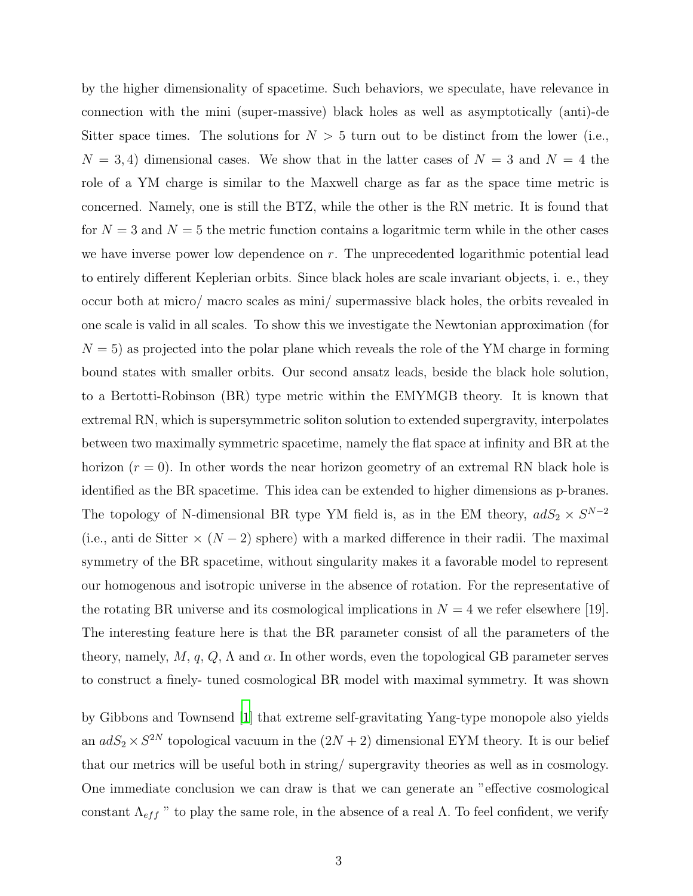by the higher dimensionality of spacetime. Such behaviors, we speculate, have relevance in connection with the mini (super-massive) black holes as well as asymptotically (anti)-de Sitter space times. The solutions for $N > 5$ turn out to be distinct from the lower (i.e., $N = 3, 4$) dimensional cases. We show that in the latter cases of $N = 3$ and $N = 4$ the role of a YM charge is similar to the Maxwell charge as far as the space time metric is concerned. Namely, one is still the BTZ, while the other is the RN metric. It is found that for $N = 3$ and $N = 5$ the metric function contains a logaritmic term while in the other cases we have inverse power low dependence on $r$. The unprecedented logarithmic potential lead to entirely different Keplerian orbits. Since black holes are scale invariant objects, i. e., they occur both at micro/ macro scales as mini/ supermassive black holes, the orbits revealed in one scale is valid in all scales. To show this we investigate the Newtonian approximation (for $N = 5$) as projected into the polar plane which reveals the role of the YM charge in forming bound states with smaller orbits. Our second ansatz leads, beside the black hole solution, to a Bertotti-Robinson (BR) type metric within the EMYMGB theory. It is known that extremal RN, which is supersymmetric soliton solution to extended supergravity, interpolates between two maximally symmetric spacetime, namely the flat space at infinity and BR at the horizon ($r = 0$). In other words the near horizon geometry of an extremal RN black hole is identified as the BR spacetime. This idea can be extended to higher dimensions as p-branes. The topology of N-dimensional BR type YM field is, as in the EM theory, $adS_2 \times S^{N-2}$ (i.e., anti de Sitter $\times$ $(N-2)$ sphere) with a marked difference in their radii. The maximal symmetry of the BR spacetime, without singularity makes it a favorable model to represent our homogenous and isotropic universe in the absence of rotation. For the representative of the rotating BR universe and its cosmological implications in $N = 4$ we refer elsewhere [19]. The interesting feature here is that the BR parameter consist of all the parameters of the theory, namely, $M$, $q$, $Q$, $\Lambda$ and $\alpha$. In other words, even the topological GB parameter serves to construct a finely- tuned cosmological BR model with maximal symmetry. It was shown by Gibbons and Townsend [1] that extreme self-gravitating Yang-type monopole also yields an $adS_2 \times S^{2N}$ topological vacuum in the $(2N + 2)$ dimensional EYM theory. It is our belief that our metrics will be useful both in string/ supergravity theories as well as in cosmology. One immediate conclusion we can draw is that we can generate an "effective cosmological constant $\Lambda_{eff}$" to play the same role, in the absence of a real $\Lambda$. To feel confident, we verify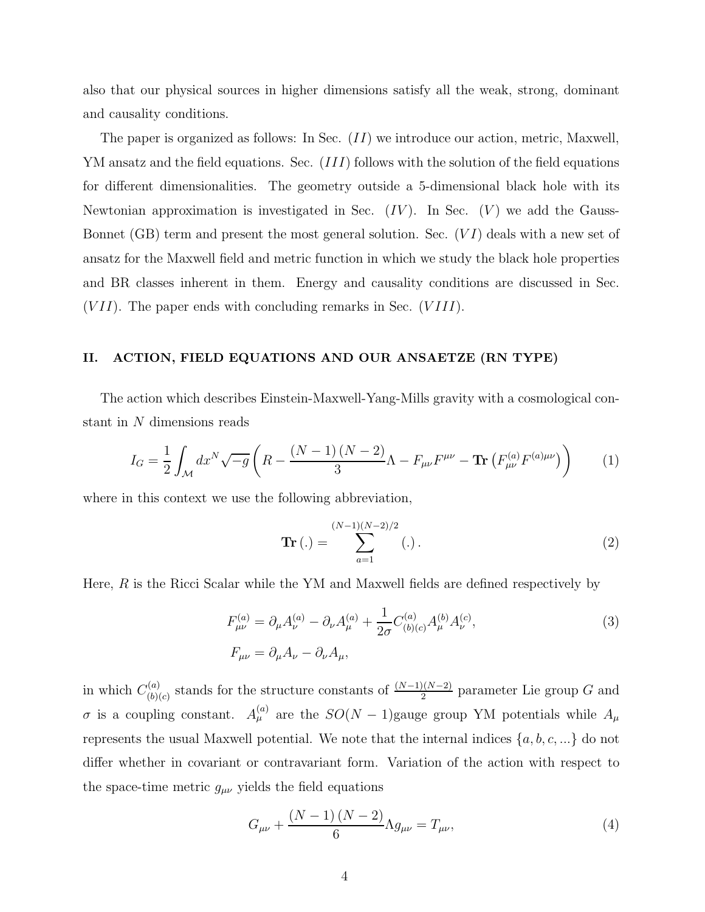also that our physical sources in higher dimensions satisfy all the weak, strong, dominant and causality conditions.

The paper is organized as follows: In Sec. $(II)$ we introduce our action, metric, Maxwell, YM ansatz and the field equations. Sec. $(III)$ follows with the solution of the field equations for different dimensionalities. The geometry outside a 5-dimensional black hole with its Newtonian approximation is investigated in Sec. $(IV)$. In Sec. $(V)$ we add the Gauss-Bonnet (GB) term and present the most general solution. Sec. $(VI)$ deals with a new set of ansatz for the Maxwell field and metric function in which we study the black hole properties and BR classes inherent in them. Energy and causality conditions are discussed in Sec. $(VII)$. The paper ends with concluding remarks in Sec. $(VIII)$.

## II. ACTION, FIELD EQUATIONS AND OUR ANSAETZE (RN TYPE)

The action which describes Einstein-Maxwell-Yang-Mills gravity with a cosmological constant in $N$ dimensions reads

$$I_G = \frac{1}{2}\int_{\mathcal{M}} dx^N \sqrt{-g}\left(R - \frac{(N-1)(N-2)}{3}\Lambda - F_{\mu\nu}F^{\mu\nu} - \mathbf{Tr}\left(F_{\mu\nu}^{(a)}F^{(a)\mu\nu}\right)\right) \tag{1}$$

where in this context we use the following abbreviation,

$$\mathbf{Tr}\,(.) = \sum_{a=1}^{(N-1)(N-2)/2} (.)\,. \tag{2}$$

Here, $R$ is the Ricci Scalar while the YM and Maxwell fields are defined respectively by

$$\begin{aligned} F_{\mu\nu}^{(a)} &= \partial_\mu A_\nu^{(a)} - \partial_\nu A_\mu^{(a)} + \frac{1}{2\sigma}C_{(b)(c)}^{(a)}A_\mu^{(b)}A_\nu^{(c)}, \\ F_{\mu\nu} &= \partial_\mu A_\nu - \partial_\nu A_\mu, \end{aligned} \tag{3}$$

in which $C_{(b)(c)}^{(a)}$ stands for the structure constants of $\frac{(N-1)(N-2)}{2}$ parameter Lie group $G$ and $\sigma$ is a coupling constant. $A_\mu^{(a)}$ are the $SO(N-1)$gauge group YM potentials while $A_\mu$ represents the usual Maxwell potential. We note that the internal indices $\{a, b, c, ...\}$ do not differ whether in covariant or contravariant form. Variation of the action with respect to the space-time metric $g_{\mu\nu}$ yields the field equations

$$G_{\mu\nu} + \frac{(N-1)(N-2)}{6}\Lambda g_{\mu\nu} = T_{\mu\nu}, \tag{4}$$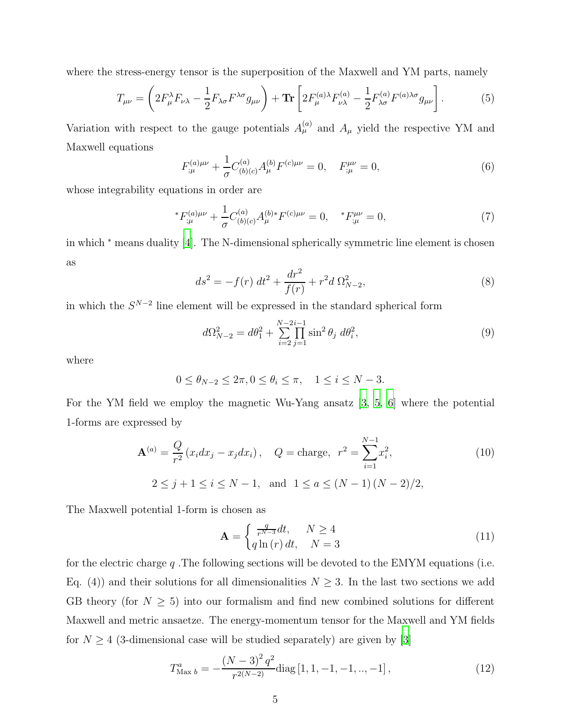where the stress-energy tensor is the superposition of the Maxwell and YM parts, namely

$$T_{\mu\nu} = \left(2F_{\mu}^{\lambda}F_{\nu\lambda} - \frac{1}{2}F_{\lambda\sigma}F^{\lambda\sigma}g_{\mu\nu}\right) + \mathbf{Tr}\left[2F_{\mu}^{(a)\lambda}F_{\nu\lambda}^{(a)} - \frac{1}{2}F_{\lambda\sigma}^{(a)}F^{(a)\lambda\sigma}g_{\mu\nu}\right]. \tag{5}$$

Variation with respect to the gauge potentials $A_{\mu}^{(a)}$ and $A_{\mu}$ yield the respective YM and Maxwell equations

$$F_{;\mu}^{(a)\mu\nu} + \frac{1}{\sigma}C_{(b)(c)}^{(a)}A_{\mu}^{(b)}F^{(c)\mu\nu} = 0, \quad F_{;\mu}^{\mu\nu} = 0, \tag{6}$$

whose integrability equations in order are

$${}^{*}F_{;\mu}^{(a)\mu\nu} + \frac{1}{\sigma}C_{(b)(c)}^{(a)}A_{\mu}^{(b)*}F^{(c)\mu\nu} = 0, \quad {}^{*}F_{;\mu}^{\mu\nu} = 0, \tag{7}$$

in which $^{*}$ means duality [4]. The N-dimensional spherically symmetric line element is chosen as

$$ds^2 = -f(r)\,dt^2 + \frac{dr^2}{f(r)} + r^2 d\,\Omega_{N-2}^2, \tag{8}$$

in which the $S^{N-2}$ line element will be expressed in the standard spherical form

$$d\Omega_{N-2}^2 = d\theta_1^2 + \sum_{i=2}^{N-2}\prod_{j=1}^{i-1}\sin^2\theta_j\,d\theta_i^2, \tag{9}$$

where

$$0 \leq \theta_{N-2} \leq 2\pi, 0 \leq \theta_i \leq \pi, \quad 1 \leq i \leq N-3.$$

For the YM field we employ the magnetic Wu-Yang ansatz [3, 5, 6] where the potential 1-forms are expressed by

$$\mathbf{A}^{(a)} = \frac{Q}{r^2}\left(x_i dx_j - x_j dx_i\right), \quad Q = \text{charge}, \ r^2 = \sum_{i=1}^{N-1}x_i^2, \tag{10}$$

$$2 \leq j+1 \leq i \leq N-1, \ \text{ and } \ 1 \leq a \leq (N-1)(N-2)/2,$$

The Maxwell potential 1-form is chosen as

$$\mathbf{A} = \begin{cases} \frac{q}{r^{N-3}}dt, & N \geq 4 \\ q\ln(r)\,dt, & N = 3 \end{cases} \tag{11}$$

for the electric charge $q$ .The following sections will be devoted to the EMYM equations (i.e. Eq. (4)) and their solutions for all dimensionalities $N \geq 3$. In the last two sections we add GB theory (for $N \geq 5$) into our formalism and find new combined solutions for different Maxwell and metric ansaetze. The energy-momentum tensor for the Maxwell and YM fields for $N \geq 4$ (3-dimensional case will be studied separately) are given by [3]

$$T_{\text{Max }b}^{a} = -\frac{(N-3)^2 q^2}{r^{2(N-2)}}\text{diag}\left[1, 1, -1, -1, .., -1\right], \tag{12}$$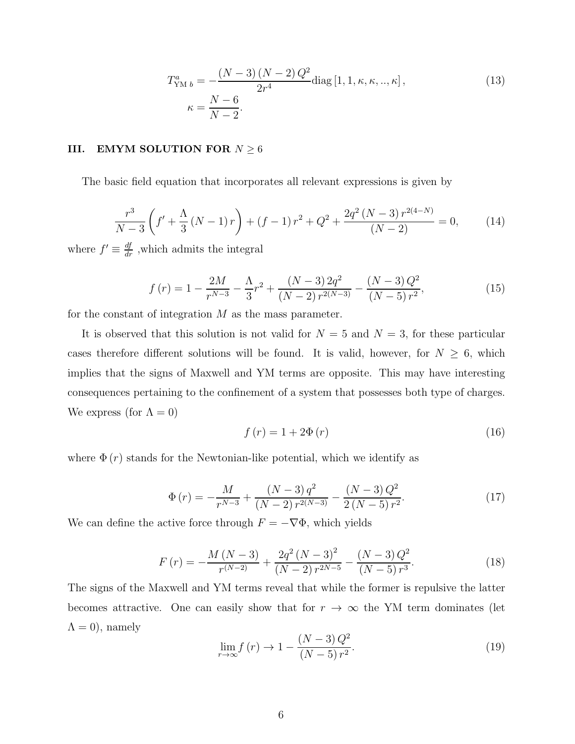$$T^{a}_{\text{YM }b} = -\frac{(N-3)(N-2)Q^2}{2r^4}\text{diag}\left[1,1,\kappa,\kappa,..,\kappa\right], \tag{13}$$
$$\kappa = \frac{N-6}{N-2}.$$

## III. EMYM SOLUTION FOR $N \geq 6$

The basic field equation that incorporates all relevant expressions is given by

$$\frac{r^3}{N-3}\left(f' + \frac{\Lambda}{3}(N-1)r\right) + (f-1)r^2 + Q^2 + \frac{2q^2(N-3)r^{2(4-N)}}{(N-2)} = 0, \tag{14}$$

where $f' \equiv \frac{df}{dr}$ ,which admits the integral

$$f(r) = 1 - \frac{2M}{r^{N-3}} - \frac{\Lambda}{3}r^2 + \frac{(N-3)2q^2}{(N-2)r^{2(N-3)}} - \frac{(N-3)Q^2}{(N-5)r^2}, \tag{15}$$

for the constant of integration $M$ as the mass parameter.

It is observed that this solution is not valid for $N=5$ and $N=3$, for these particular cases therefore different solutions will be found. It is valid, however, for $N \geq 6$, which implies that the signs of Maxwell and YM terms are opposite. This may have interesting consequences pertaining to the confinement of a system that possesses both type of charges. We express (for $\Lambda = 0$)

$$f(r) = 1 + 2\Phi(r) \tag{16}$$

where $\Phi(r)$ stands for the Newtonian-like potential, which we identify as

$$\Phi(r) = -\frac{M}{r^{N-3}} + \frac{(N-3)q^2}{(N-2)r^{2(N-3)}} - \frac{(N-3)Q^2}{2(N-5)r^2}. \tag{17}$$

We can define the active force through $F = -\nabla\Phi$, which yields

$$F(r) = -\frac{M(N-3)}{r^{(N-2)}} + \frac{2q^2(N-3)^2}{(N-2)r^{2N-5}} - \frac{(N-3)Q^2}{(N-5)r^3}. \tag{18}$$

The signs of the Maxwell and YM terms reveal that while the former is repulsive the latter becomes attractive. One can easily show that for $r \to \infty$ the YM term dominates (let $\Lambda = 0$), namely

$$\lim_{r\to\infty} f(r) \to 1 - \frac{(N-3)Q^2}{(N-5)r^2}. \tag{19}$$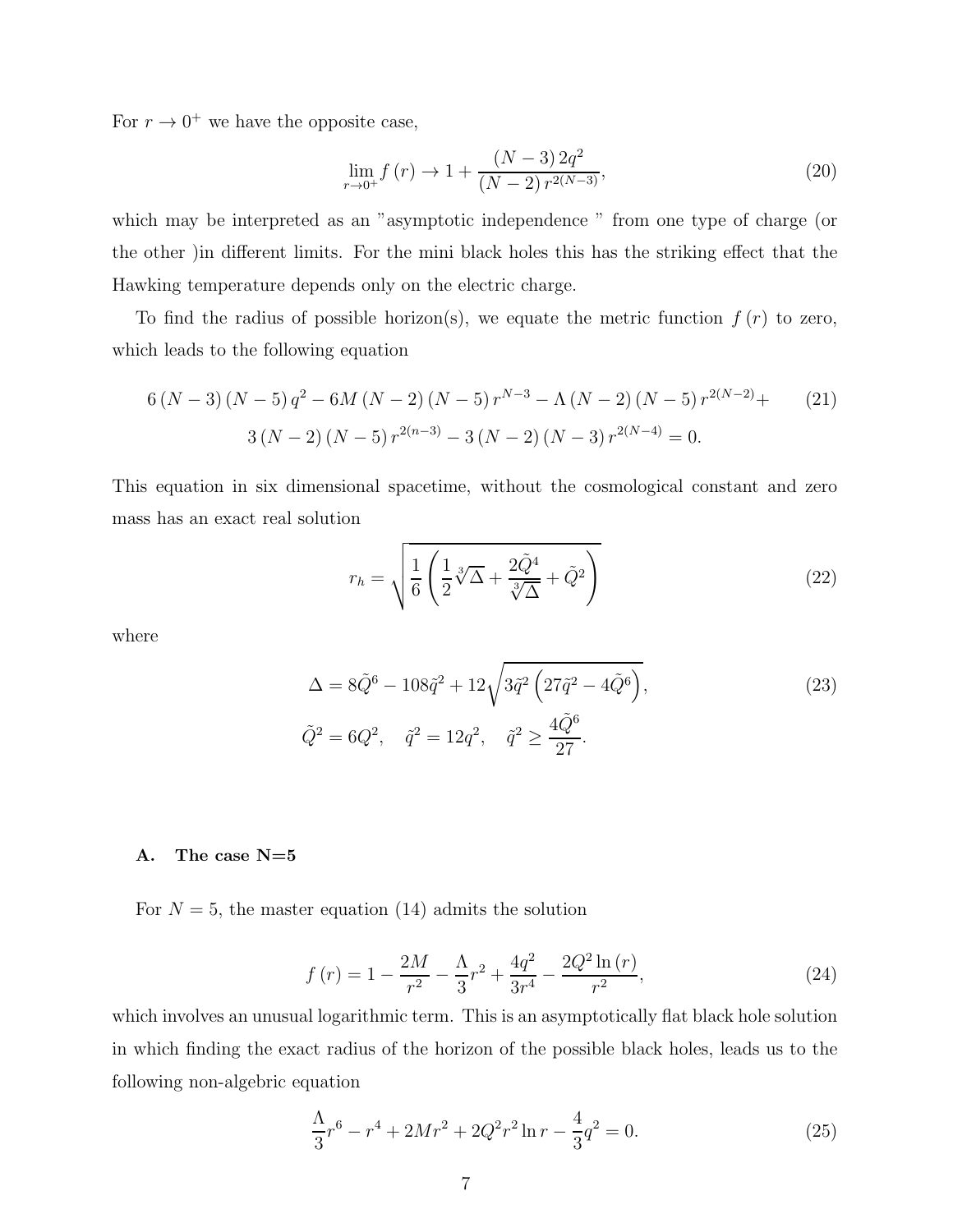For $r \to 0^+$ we have the opposite case,

$$\lim_{r\to 0^+} f(r) \to 1 + \frac{(N-3)\,2q^2}{(N-2)\,r^{2(N-3)}}, \tag{20}$$

which may be interpreted as an "asymptotic independence " from one type of charge (or the other )in different limits. For the mini black holes this has the striking effect that the Hawking temperature depends only on the electric charge.

To find the radius of possible horizon(s), we equate the metric function $f(r)$ to zero, which leads to the following equation

$$\begin{gathered} 6(N-3)(N-5)q^2 - 6M(N-2)(N-5)r^{N-3} - \Lambda(N-2)(N-5)r^{2(N-2)} + \\ 3(N-2)(N-5)r^{2(n-3)} - 3(N-2)(N-3)r^{2(N-4)} = 0. \end{gathered} \tag{21}$$

This equation in six dimensional spacetime, without the cosmological constant and zero mass has an exact real solution

$$r_h = \sqrt{\frac{1}{6}\left(\frac{1}{2}\sqrt[3]{\Delta} + \frac{2\tilde{Q}^4}{\sqrt[3]{\Delta}} + \tilde{Q}^2\right)} \tag{22}$$

where

$$\begin{aligned} \Delta &= 8\tilde{Q}^6 - 108\tilde{q}^2 + 12\sqrt{3\tilde{q}^2\left(27\tilde{q}^2 - 4\tilde{Q}^6\right)}, \\ \tilde{Q}^2 &= 6Q^2, \quad \tilde{q}^2 = 12q^2, \quad \tilde{q}^2 \geq \frac{4\tilde{Q}^6}{27}. \end{aligned} \tag{23}$$

### A. The case N=5

For $N = 5$, the master equation (14) admits the solution

$$f(r) = 1 - \frac{2M}{r^2} - \frac{\Lambda}{3}r^2 + \frac{4q^2}{3r^4} - \frac{2Q^2\ln(r)}{r^2}, \tag{24}$$

which involves an unusual logarithmic term. This is an asymptotically flat black hole solution in which finding the exact radius of the horizon of the possible black holes, leads us to the following non-algebric equation

$$\frac{\Lambda}{3}r^6 - r^4 + 2Mr^2 + 2Q^2r^2\ln r - \frac{4}{3}q^2 = 0. \tag{25}$$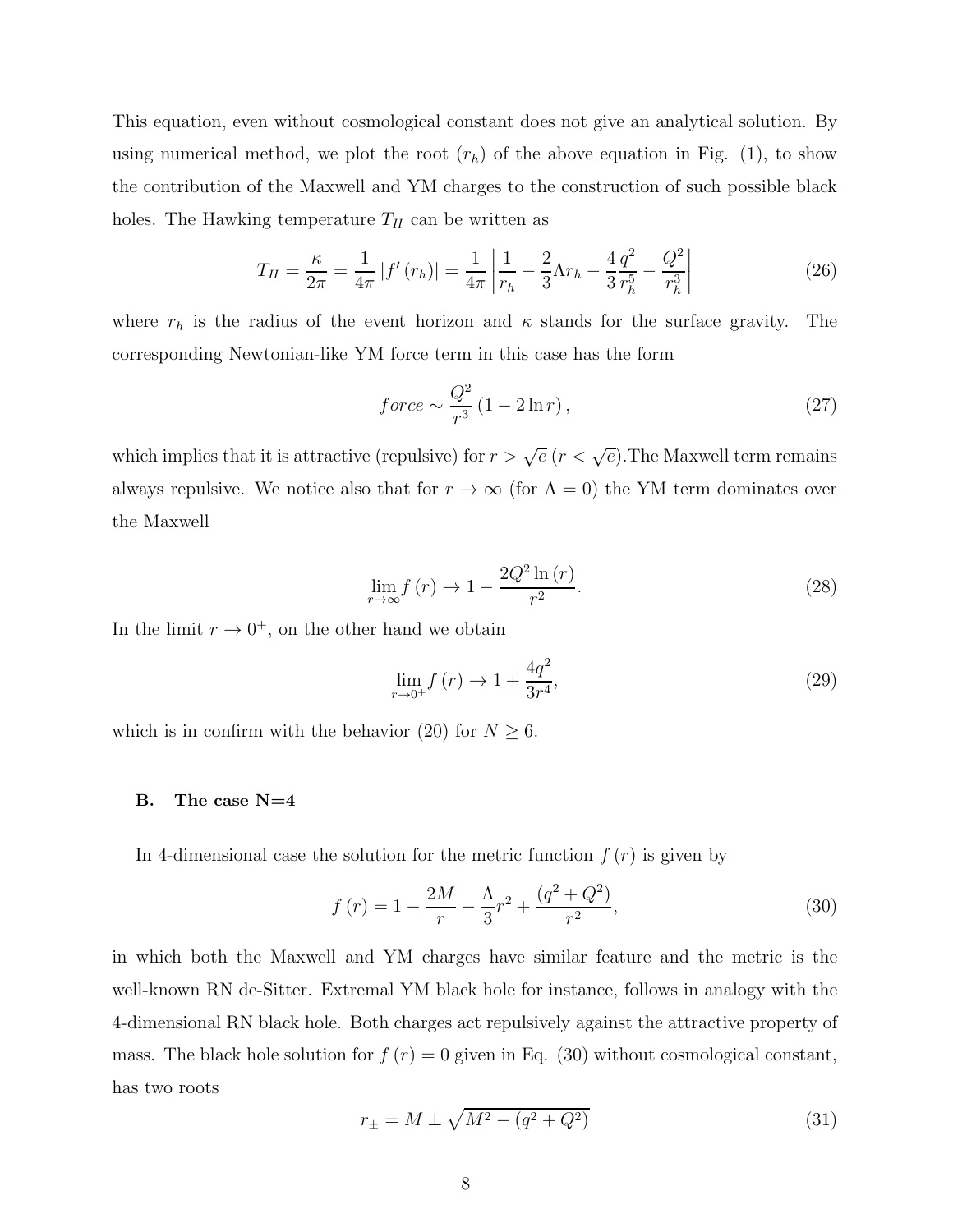This equation, even without cosmological constant does not give an analytical solution. By using numerical method, we plot the root ($r_h$) of the above equation in Fig. (1), to show the contribution of the Maxwell and YM charges to the construction of such possible black holes. The Hawking temperature $T_H$ can be written as

$$T_H = \frac{\kappa}{2\pi} = \frac{1}{4\pi} \left| f'(r_h) \right| = \frac{1}{4\pi} \left| \frac{1}{r_h} - \frac{2}{3}\Lambda r_h - \frac{4}{3}\frac{q^2}{r_h^5} - \frac{Q^2}{r_h^3} \right| \tag{26}$$

where $r_h$ is the radius of the event horizon and $\kappa$ stands for the surface gravity. The corresponding Newtonian-like YM force term in this case has the form

$$force \sim \frac{Q^2}{r^3} (1 - 2\ln r), \tag{27}$$

which implies that it is attractive (repulsive) for $r > \sqrt{e}$ ($r < \sqrt{e}$).The Maxwell term remains always repulsive. We notice also that for $r \to \infty$ (for $\Lambda = 0$) the YM term dominates over the Maxwell

$$\lim_{r\to\infty} f(r) \to 1 - \frac{2Q^2 \ln(r)}{r^2}. \tag{28}$$

In the limit $r \to 0^+$, on the other hand we obtain

$$\lim_{r\to 0^+} f(r) \to 1 + \frac{4q^2}{3r^4}, \tag{29}$$

which is in confirm with the behavior (20) for $N \geq 6$.

### B. The case N=4

In 4-dimensional case the solution for the metric function $f(r)$ is given by

$$f(r) = 1 - \frac{2M}{r} - \frac{\Lambda}{3}r^2 + \frac{(q^2 + Q^2)}{r^2}, \tag{30}$$

in which both the Maxwell and YM charges have similar feature and the metric is the well-known RN de-Sitter. Extremal YM black hole for instance, follows in analogy with the 4-dimensional RN black hole. Both charges act repulsively against the attractive property of mass. The black hole solution for $f(r) = 0$ given in Eq. (30) without cosmological constant, has two roots

$$r_\pm = M \pm \sqrt{M^2 - (q^2 + Q^2)} \tag{31}$$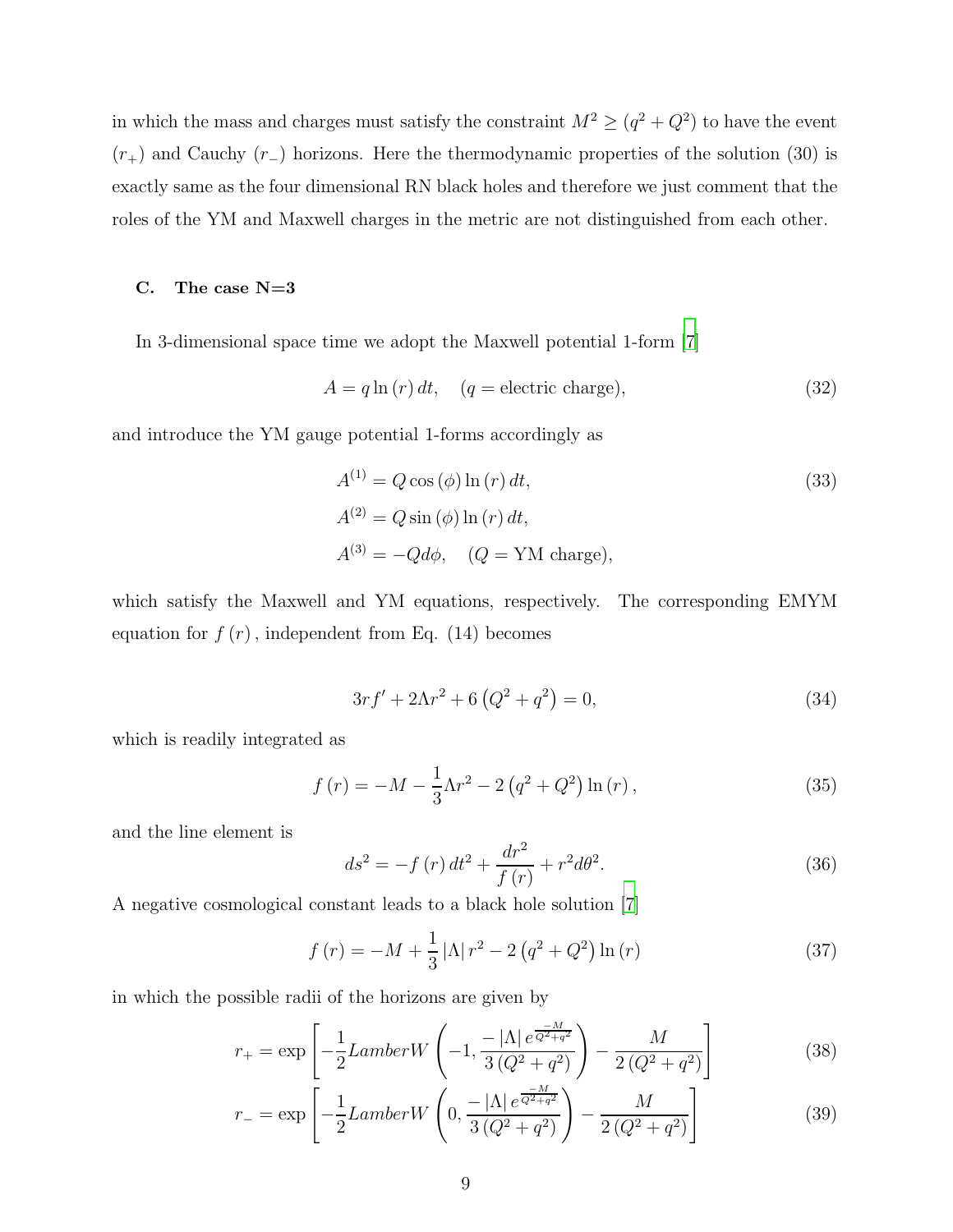in which the mass and charges must satisfy the constraint $M^2 \geq (q^2 + Q^2)$ to have the event $(r_+)$ and Cauchy $(r_-)$ horizons. Here the thermodynamic properties of the solution (30) is exactly same as the four dimensional RN black holes and therefore we just comment that the roles of the YM and Maxwell charges in the metric are not distinguished from each other.

### C. The case N=3

In 3-dimensional space time we adopt the Maxwell potential 1-form [7]

$$A = q \ln(r)\, dt, \quad (q = \text{electric charge}), \tag{32}$$

and introduce the YM gauge potential 1-forms accordingly as

$$\begin{aligned}
A^{(1)} &= Q \cos(\phi) \ln(r)\, dt, \\
A^{(2)} &= Q \sin(\phi) \ln(r)\, dt, \\
A^{(3)} &= -Q d\phi, \quad (Q = \text{YM charge}),
\end{aligned} \tag{33}$$

which satisfy the Maxwell and YM equations, respectively. The corresponding EMYM equation for $f(r)$, independent from Eq. (14) becomes

$$3rf' + 2\Lambda r^2 + 6\left(Q^2 + q^2\right) = 0, \tag{34}$$

which is readily integrated as

$$f(r) = -M - \frac{1}{3}\Lambda r^2 - 2\left(q^2 + Q^2\right)\ln(r), \tag{35}$$

and the line element is

$$ds^2 = -f(r)\, dt^2 + \frac{dr^2}{f(r)} + r^2 d\theta^2. \tag{36}$$

A negative cosmological constant leads to a black hole solution [7]

$$f(r) = -M + \frac{1}{3}|\Lambda| r^2 - 2\left(q^2 + Q^2\right)\ln(r) \tag{37}$$

in which the possible radii of the horizons are given by

$$r_+ = \exp\left[-\frac{1}{2} LamberW\left(-1, \frac{-|\Lambda|\, e^{\frac{-M}{Q^2+q^2}}}{3\left(Q^2+q^2\right)}\right) - \frac{M}{2\left(Q^2+q^2\right)}\right] \tag{38}$$

$$r_- = \exp\left[-\frac{1}{2} LamberW\left(0, \frac{-|\Lambda|\, e^{\frac{-M}{Q^2+q^2}}}{3\left(Q^2+q^2\right)}\right) - \frac{M}{2\left(Q^2+q^2\right)}\right] \tag{39}$$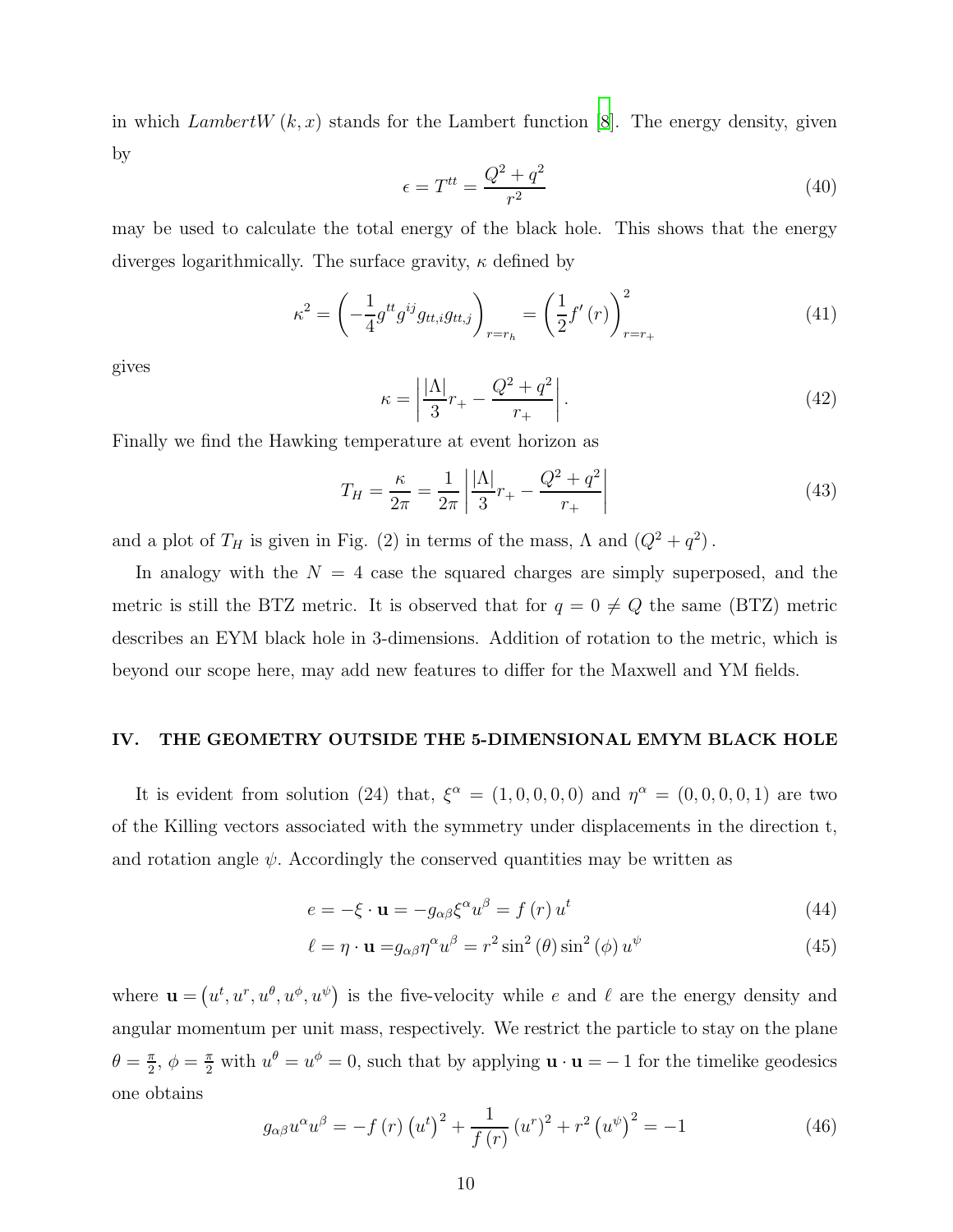in which $LambertW(k, x)$ stands for the Lambert function [8]. The energy density, given by

$$\epsilon = T^{tt} = \frac{Q^2 + q^2}{r^2} \tag{40}$$

may be used to calculate the total energy of the black hole. This shows that the energy diverges logarithmically. The surface gravity, $\kappa$ defined by

$$\kappa^2 = \left( -\frac{1}{4} g^{tt} g^{ij} g_{tt,i} g_{tt,j} \right)_{r=r_h} = \left( \frac{1}{2} f'(r) \right)^2_{r=r_+} \tag{41}$$

gives

$$\kappa = \left| \frac{|\Lambda|}{3} r_+ - \frac{Q^2 + q^2}{r_+} \right|. \tag{42}$$

Finally we find the Hawking temperature at event horizon as

$$T_H = \frac{\kappa}{2\pi} = \frac{1}{2\pi} \left| \frac{|\Lambda|}{3} r_+ - \frac{Q^2 + q^2}{r_+} \right| \tag{43}$$

and a plot of $T_H$ is given in Fig. (2) in terms of the mass, $\Lambda$ and $(Q^2 + q^2)$.

In analogy with the $N = 4$ case the squared charges are simply superposed, and the metric is still the BTZ metric. It is observed that for $q = 0 \neq Q$ the same (BTZ) metric describes an EYM black hole in 3-dimensions. Addition of rotation to the metric, which is beyond our scope here, may add new features to differ for the Maxwell and YM fields.

## IV. THE GEOMETRY OUTSIDE THE 5-DIMENSIONAL EMYM BLACK HOLE

It is evident from solution (24) that, $\xi^\alpha = (1, 0, 0, 0, 0)$ and $\eta^\alpha = (0, 0, 0, 0, 1)$ are two of the Killing vectors associated with the symmetry under displacements in the direction t, and rotation angle $\psi$. Accordingly the conserved quantities may be written as

$$e = -\xi \cdot \mathbf{u} = -g_{\alpha\beta} \xi^\alpha u^\beta = f(r) u^t \tag{44}$$

$$\ell = \eta \cdot \mathbf{u} = g_{\alpha\beta} \eta^\alpha u^\beta = r^2 \sin^2(\theta) \sin^2(\phi) u^\psi \tag{45}$$

where $\mathbf{u} = (u^t, u^r, u^\theta, u^\phi, u^\psi)$ is the five-velocity while $e$ and $\ell$ are the energy density and angular momentum per unit mass, respectively. We restrict the particle to stay on the plane $\theta = \frac{\pi}{2}$, $\phi = \frac{\pi}{2}$ with $u^\theta = u^\phi = 0$, such that by applying $\mathbf{u} \cdot \mathbf{u} = -1$ for the timelike geodesics one obtains

$$g_{\alpha\beta} u^\alpha u^\beta = -f(r) (u^t)^2 + \frac{1}{f(r)} (u^r)^2 + r^2 (u^\psi)^2 = -1 \tag{46}$$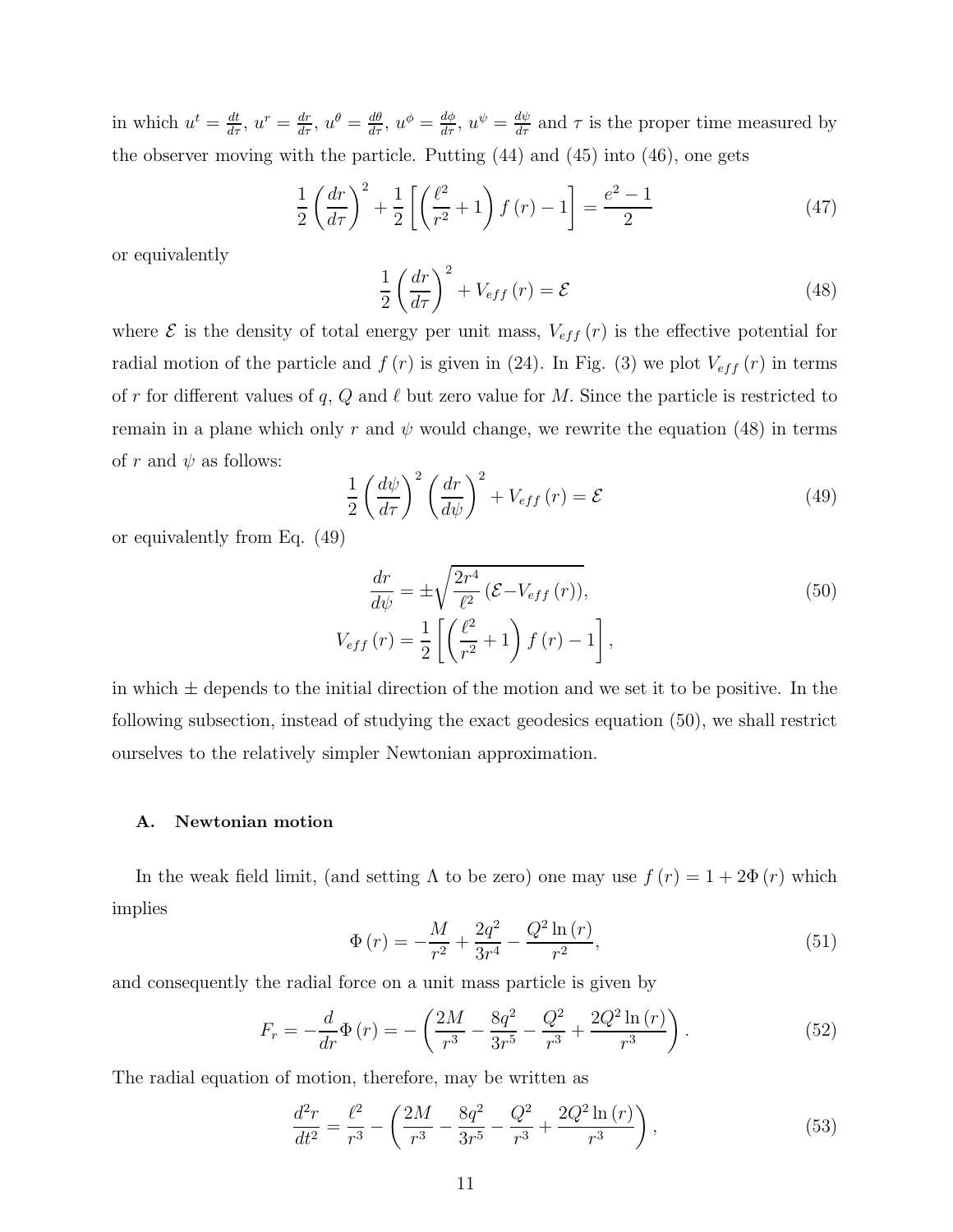in which $u^t = \frac{dt}{d\tau}$, $u^r = \frac{dr}{d\tau}$, $u^\theta = \frac{d\theta}{d\tau}$, $u^\phi = \frac{d\phi}{d\tau}$, $u^\psi = \frac{d\psi}{d\tau}$ and $\tau$ is the proper time measured by the observer moving with the particle. Putting (44) and (45) into (46), one gets

$$\frac{1}{2}\left(\frac{dr}{d\tau}\right)^2 + \frac{1}{2}\left[\left(\frac{\ell^2}{r^2}+1\right)f(r) - 1\right] = \frac{e^2-1}{2} \tag{47}$$

or equivalently

$$\frac{1}{2}\left(\frac{dr}{d\tau}\right)^2 + V_{eff}(r) = \mathcal{E} \tag{48}$$

where $\mathcal{E}$ is the density of total energy per unit mass, $V_{eff}(r)$ is the effective potential for radial motion of the particle and $f(r)$ is given in (24). In Fig. (3) we plot $V_{eff}(r)$ in terms of $r$ for different values of $q$, $Q$ and $\ell$ but zero value for $M$. Since the particle is restricted to remain in a plane which only $r$ and $\psi$ would change, we rewrite the equation (48) in terms of $r$ and $\psi$ as follows:

$$\frac{1}{2}\left(\frac{d\psi}{d\tau}\right)^2\left(\frac{dr}{d\psi}\right)^2 + V_{eff}(r) = \mathcal{E} \tag{49}$$

or equivalently from Eq. (49)

$$\frac{dr}{d\psi} = \pm\sqrt{\frac{2r^4}{\ell^2}\left(\mathcal{E} - V_{eff}(r)\right)}, \qquad V_{eff}(r) = \frac{1}{2}\left[\left(\frac{\ell^2}{r^2}+1\right)f(r) - 1\right], \tag{50}$$

in which $\pm$ depends to the initial direction of the motion and we set it to be positive. In the following subsection, instead of studying the exact geodesics equation (50), we shall restrict ourselves to the relatively simpler Newtonian approximation.

### A. Newtonian motion

In the weak field limit, (and setting $\Lambda$ to be zero) one may use $f(r) = 1 + 2\Phi(r)$ which implies

$$\Phi(r) = -\frac{M}{r^2} + \frac{2q^2}{3r^4} - \frac{Q^2\ln(r)}{r^2}, \tag{51}$$

and consequently the radial force on a unit mass particle is given by

$$F_r = -\frac{d}{dr}\Phi(r) = -\left(\frac{2M}{r^3} - \frac{8q^2}{3r^5} - \frac{Q^2}{r^3} + \frac{2Q^2\ln(r)}{r^3}\right). \tag{52}$$

The radial equation of motion, therefore, may be written as

$$\frac{d^2r}{dt^2} = \frac{\ell^2}{r^3} - \left(\frac{2M}{r^3} - \frac{8q^2}{3r^5} - \frac{Q^2}{r^3} + \frac{2Q^2\ln(r)}{r^3}\right), \tag{53}$$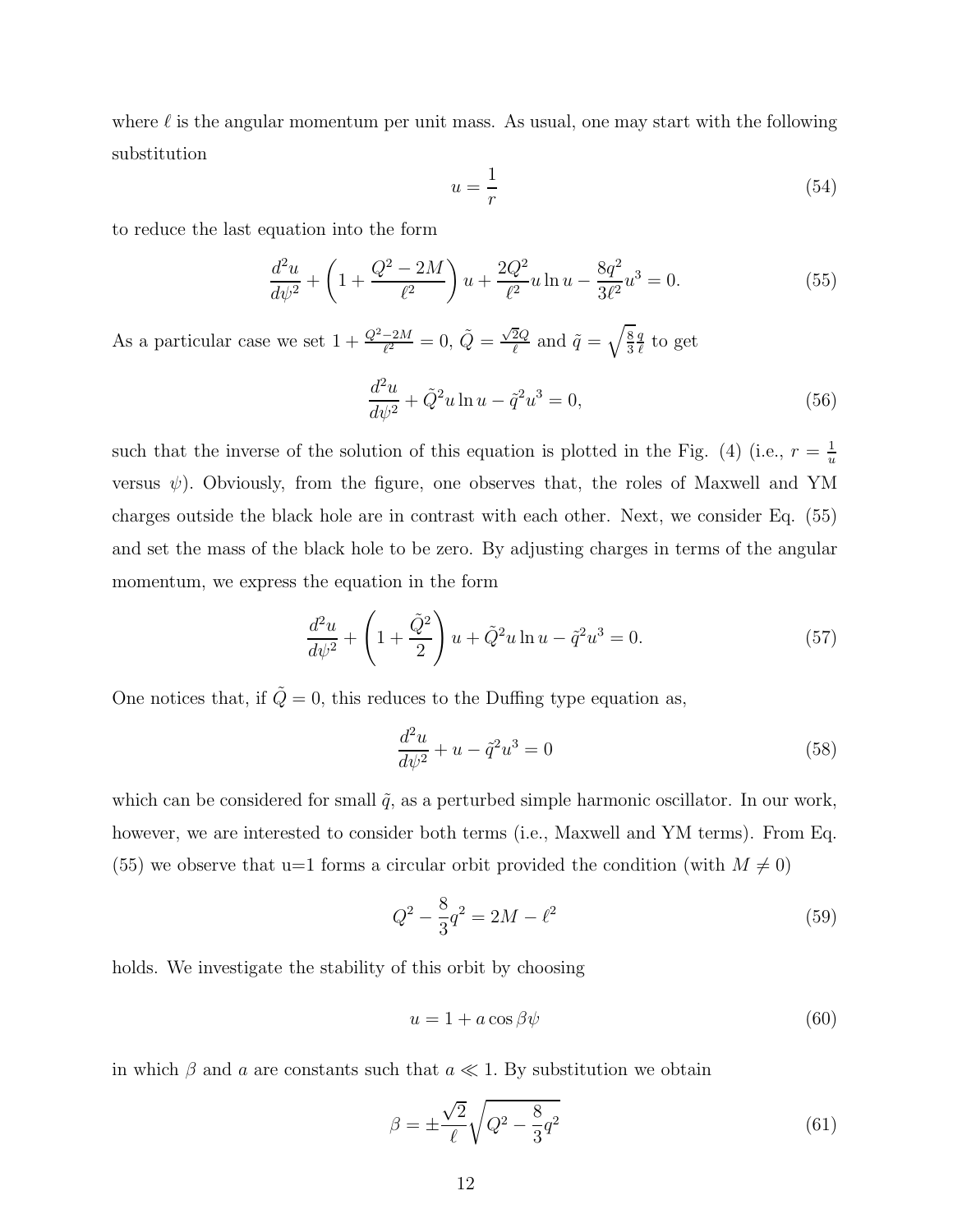where $\ell$ is the angular momentum per unit mass. As usual, one may start with the following substitution

$$u = \frac{1}{r} \tag{54}$$

to reduce the last equation into the form

$$\frac{d^2u}{d\psi^2} + \left(1 + \frac{Q^2 - 2M}{\ell^2}\right) u + \frac{2Q^2}{\ell^2} u \ln u - \frac{8q^2}{3\ell^2} u^3 = 0. \tag{55}$$

As a particular case we set $1 + \frac{Q^2-2M}{\ell^2} = 0$, $\tilde{Q} = \frac{\sqrt{2}Q}{\ell}$ and $\tilde{q} = \sqrt{\frac{8}{3}} \frac{q}{\ell}$ to get

$$\frac{d^2u}{d\psi^2} + \tilde{Q}^2 u \ln u - \tilde{q}^2 u^3 = 0, \tag{56}$$

such that the inverse of the solution of this equation is plotted in the Fig. (4) (i.e., $r = \frac{1}{u}$ versus $\psi$). Obviously, from the figure, one observes that, the roles of Maxwell and YM charges outside the black hole are in contrast with each other. Next, we consider Eq. (55) and set the mass of the black hole to be zero. By adjusting charges in terms of the angular momentum, we express the equation in the form

$$\frac{d^2u}{d\psi^2} + \left(1 + \frac{\tilde{Q}^2}{2}\right) u + \tilde{Q}^2 u \ln u - \tilde{q}^2 u^3 = 0. \tag{57}$$

One notices that, if $\tilde{Q} = 0$, this reduces to the Duffing type equation as,

$$\frac{d^2u}{d\psi^2} + u - \tilde{q}^2 u^3 = 0 \tag{58}$$

which can be considered for small $\tilde{q}$, as a perturbed simple harmonic oscillator. In our work, however, we are interested to consider both terms (i.e., Maxwell and YM terms). From Eq. (55) we observe that u=1 forms a circular orbit provided the condition (with $M \neq 0$)

$$Q^2 - \frac{8}{3} q^2 = 2M - \ell^2 \tag{59}$$

holds. We investigate the stability of this orbit by choosing

$$u = 1 + a \cos \beta\psi \tag{60}$$

in which $\beta$ and $a$ are constants such that $a \ll 1$. By substitution we obtain

$$\beta = \pm \frac{\sqrt{2}}{\ell} \sqrt{Q^2 - \frac{8}{3} q^2} \tag{61}$$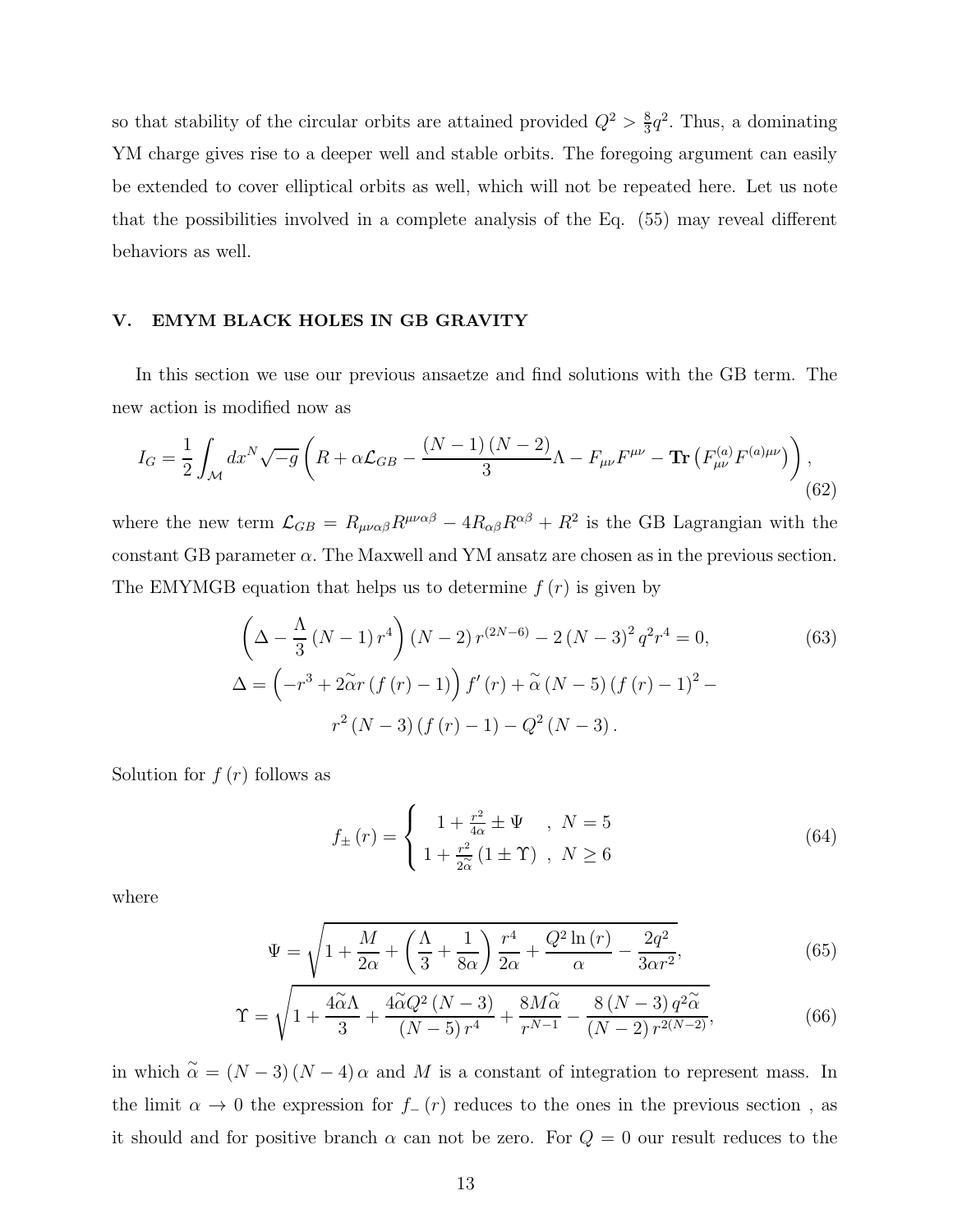so that stability of the circular orbits are attained provided $Q^2 > \frac{8}{3}q^2$. Thus, a dominating YM charge gives rise to a deeper well and stable orbits. The foregoing argument can easily be extended to cover elliptical orbits as well, which will not be repeated here. Let us note that the possibilities involved in a complete analysis of the Eq. (55) may reveal different behaviors as well.

## V. EMYM BLACK HOLES IN GB GRAVITY

In this section we use our previous ansaetze and find solutions with the GB term. The new action is modified now as

$$I_G = \frac{1}{2}\int_{\mathcal{M}} dx^N \sqrt{-g}\left(R + \alpha \mathcal{L}_{GB} - \frac{(N-1)(N-2)}{3}\Lambda - F_{\mu\nu}F^{\mu\nu} - \mathbf{Tr}\left(F^{(a)}_{\mu\nu}F^{(a)\mu\nu}\right)\right), \tag{62}$$

where the new term $\mathcal{L}_{GB} = R_{\mu\nu\alpha\beta}R^{\mu\nu\alpha\beta} - 4R_{\alpha\beta}R^{\alpha\beta} + R^2$ is the GB Lagrangian with the constant GB parameter $\alpha$. The Maxwell and YM ansatz are chosen as in the previous section. The EMYMGB equation that helps us to determine $f(r)$ is given by

$$\left(\Delta - \frac{\Lambda}{3}(N-1)r^4\right)(N-2)r^{(2N-6)} - 2(N-3)^2 q^2 r^4 = 0, \tag{63}$$

$$\Delta = \left(-r^3 + 2\widetilde{\alpha} r (f(r)-1)\right) f'(r) + \widetilde{\alpha}(N-5)(f(r)-1)^2 - r^2(N-3)(f(r)-1) - Q^2(N-3).$$

Solution for $f(r)$ follows as

$$f_{\pm}(r) = \begin{cases} 1 + \frac{r^2}{4\alpha} \pm \Psi & , \ N=5 \\ 1 + \frac{r^2}{2\widetilde{\alpha}}(1 \pm \Upsilon) & , \ N \geq 6 \end{cases} \tag{64}$$

where

$$\Psi = \sqrt{1 + \frac{M}{2\alpha} + \left(\frac{\Lambda}{3} + \frac{1}{8\alpha}\right)\frac{r^4}{2\alpha} + \frac{Q^2 \ln(r)}{\alpha} - \frac{2q^2}{3\alpha r^2}}, \tag{65}$$

$$\Upsilon = \sqrt{1 + \frac{4\widetilde{\alpha}\Lambda}{3} + \frac{4\widetilde{\alpha}Q^2(N-3)}{(N-5)r^4} + \frac{8M\widetilde{\alpha}}{r^{N-1}} - \frac{8(N-3)q^2\widetilde{\alpha}}{(N-2)r^{2(N-2)}}}, \tag{66}$$

in which $\widetilde{\alpha} = (N-3)(N-4)\alpha$ and $M$ is a constant of integration to represent mass. In the limit $\alpha \to 0$ the expression for $f_{-}(r)$ reduces to the ones in the previous section , as it should and for positive branch $\alpha$ can not be zero. For $Q = 0$ our result reduces to the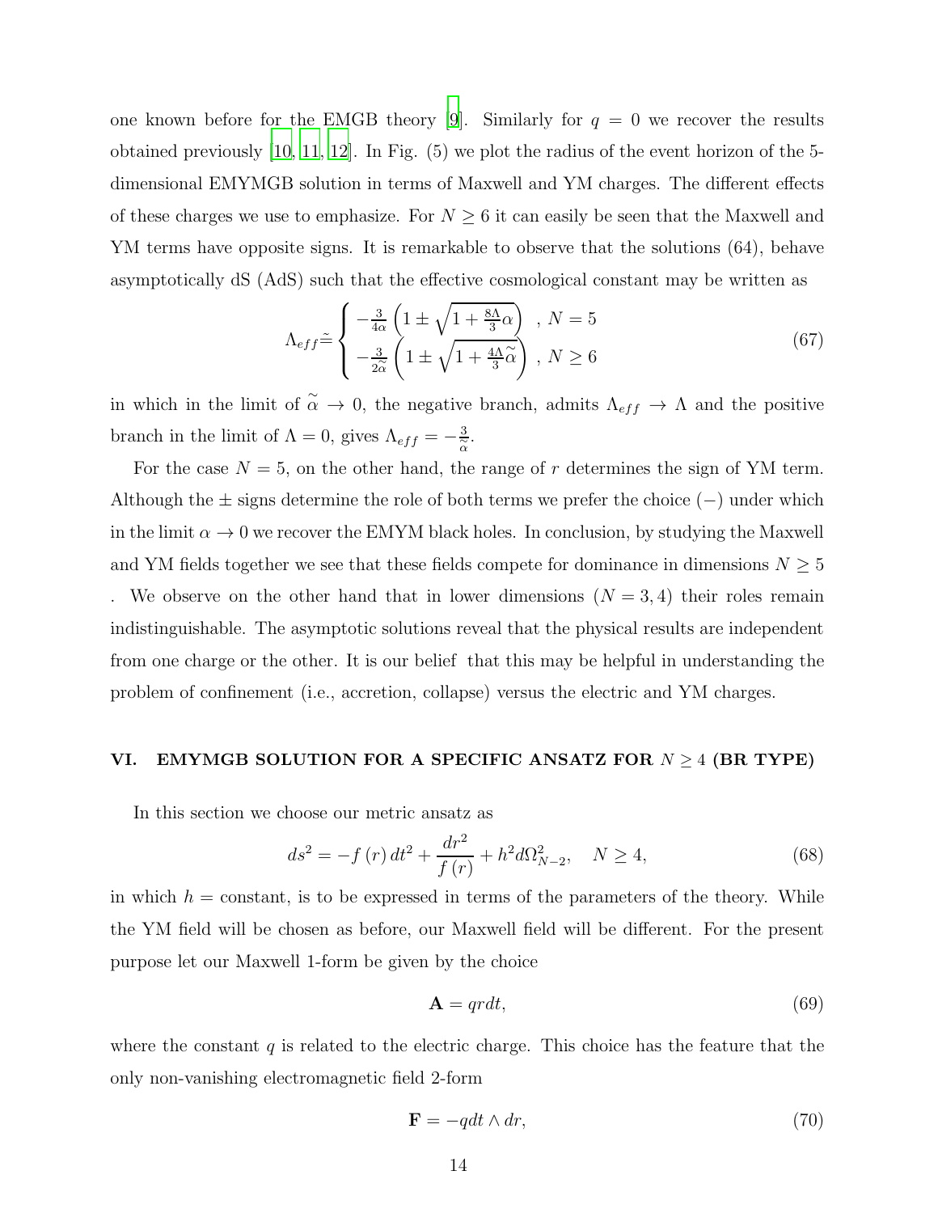one known before for the EMGB theory [9]. Similarly for $q = 0$ we recover the results obtained previously [10, 11, 12]. In Fig. (5) we plot the radius of the event horizon of the 5-dimensional EMYMGB solution in terms of Maxwell and YM charges. The different effects of these charges we use to emphasize. For $N \geq 6$ it can easily be seen that the Maxwell and YM terms have opposite signs. It is remarkable to observe that the solutions (64), behave asymptotically dS (AdS) such that the effective cosmological constant may be written as

$$\Lambda_{eff} \tilde{=} \begin{cases} -\frac{3}{4\alpha}\left(1 \pm \sqrt{1+\frac{8\Lambda}{3}\alpha}\right) & , N = 5 \\ -\frac{3}{2\widetilde{\alpha}}\left(1 \pm \sqrt{1+\frac{4\Lambda}{3}\widetilde{\alpha}}\right) & , N \geq 6 \end{cases} \tag{67}$$

in which in the limit of $\widetilde{\alpha} \to 0$, the negative branch, admits $\Lambda_{eff} \to \Lambda$ and the positive branch in the limit of $\Lambda = 0$, gives $\Lambda_{eff} = -\frac{3}{\widetilde{\alpha}}$.

For the case $N = 5$, on the other hand, the range of $r$ determines the sign of YM term. Although the $\pm$ signs determine the role of both terms we prefer the choice $(-)$ under which in the limit $\alpha \to 0$ we recover the EMYM black holes. In conclusion, by studying the Maxwell and YM fields together we see that these fields compete for dominance in dimensions $N \geq 5$ . We observe on the other hand that in lower dimensions $(N = 3, 4)$ their roles remain indistinguishable. The asymptotic solutions reveal that the physical results are independent from one charge or the other. It is our belief that this may be helpful in understanding the problem of confinement (i.e., accretion, collapse) versus the electric and YM charges.

## VI. EMYMGB SOLUTION FOR A SPECIFIC ANSATZ FOR $N \geq 4$ (BR TYPE)

In this section we choose our metric ansatz as

$$ds^2 = -f(r)\, dt^2 + \frac{dr^2}{f(r)} + h^2 d\Omega_{N-2}^2, \quad N \geq 4, \tag{68}$$

in which $h =$ constant, is to be expressed in terms of the parameters of the theory. While the YM field will be chosen as before, our Maxwell field will be different. For the present purpose let our Maxwell 1-form be given by the choice

$$\mathbf{A} = qr dt, \tag{69}$$

where the constant $q$ is related to the electric charge. This choice has the feature that the only non-vanishing electromagnetic field 2-form

$$\mathbf{F} = -q dt \wedge dr, \tag{70}$$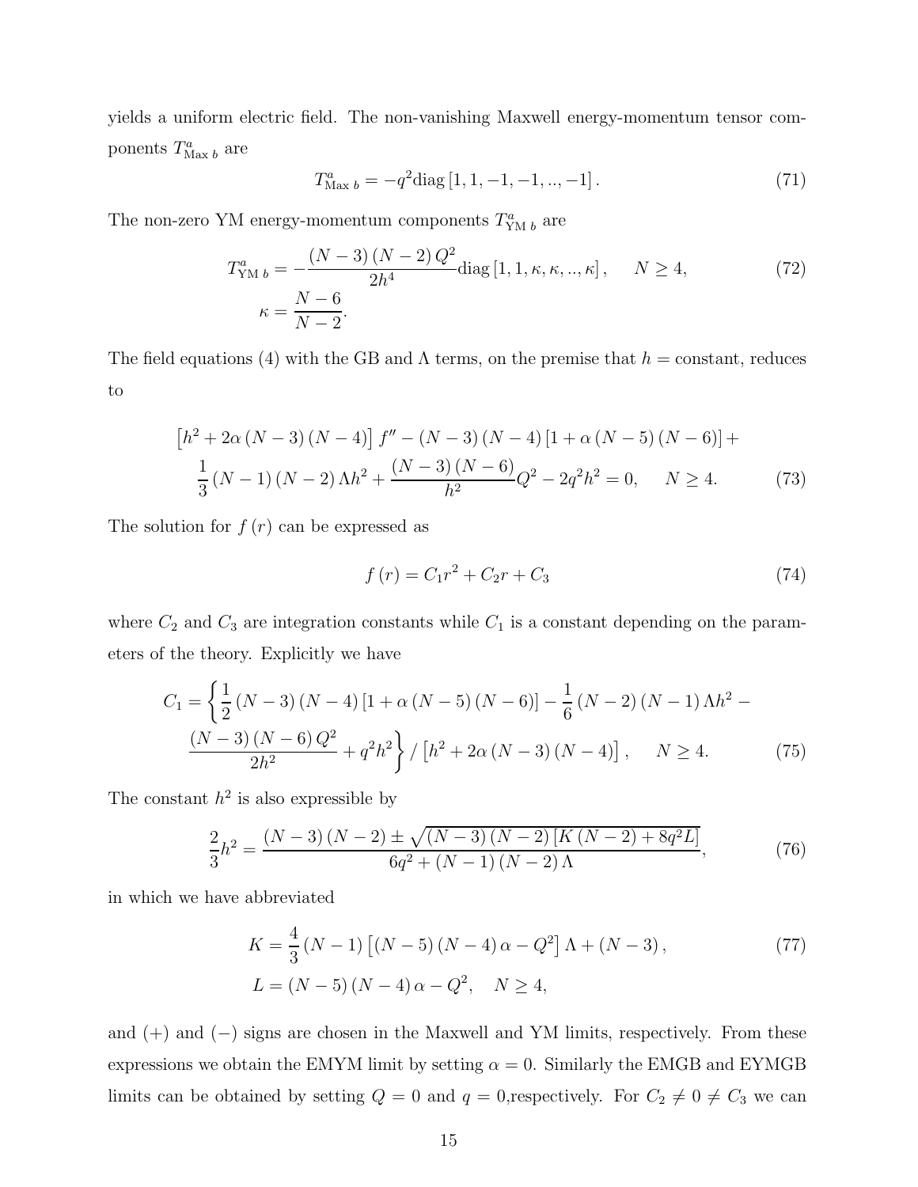yields a uniform electric field. The non-vanishing Maxwell energy-momentum tensor components $T^{a}_{\text{Max } b}$ are

$$T^{a}_{\text{Max } b} = -q^{2}\text{diag}\left[1,1,-1,-1,..,-1\right]. \tag{71}$$

The non-zero YM energy-momentum components $T^{a}_{\text{YM } b}$ are

$$\begin{aligned} T^{a}_{\text{YM } b} &= -\frac{(N-3)(N-2)Q^{2}}{2h^{4}}\text{diag}\left[1,1,\kappa,\kappa,..,\kappa\right], \quad N \geq 4, \\ \kappa &= \frac{N-6}{N-2}. \end{aligned} \tag{72}$$

The field equations (4) with the GB and $\Lambda$ terms, on the premise that $h=$ constant, reduces to

$$\begin{aligned} &\left[h^{2} + 2\alpha(N-3)(N-4)\right]f'' - (N-3)(N-4)\left[1+\alpha(N-5)(N-6)\right] + \\ &\frac{1}{3}(N-1)(N-2)\Lambda h^{2} + \frac{(N-3)(N-6)}{h^{2}}Q^{2} - 2q^{2}h^{2} = 0, \quad N \geq 4. \end{aligned} \tag{73}$$

The solution for $f(r)$ can be expressed as

$$f(r) = C_{1}r^{2} + C_{2}r + C_{3} \tag{74}$$

where $C_2$ and $C_3$ are integration constants while $C_1$ is a constant depending on the parameters of the theory. Explicitly we have

$$\begin{aligned} C_{1} = &\left\{\frac{1}{2}(N-3)(N-4)\left[1+\alpha(N-5)(N-6)\right] - \frac{1}{6}(N-2)(N-1)\Lambda h^{2} - \right. \\ &\left. \frac{(N-3)(N-6)Q^{2}}{2h^{2}} + q^{2}h^{2}\right\} / \left[h^{2} + 2\alpha(N-3)(N-4)\right], \quad N \geq 4. \end{aligned} \tag{75}$$

The constant $h^2$ is also expressible by

$$\frac{2}{3}h^{2} = \frac{(N-3)(N-2) \pm \sqrt{(N-3)(N-2)\left[K(N-2) + 8q^{2}L\right]}}{6q^{2} + (N-1)(N-2)\Lambda}, \tag{76}$$

in which we have abbreviated

$$\begin{aligned} K &= \frac{4}{3}(N-1)\left[(N-5)(N-4)\alpha - Q^{2}\right]\Lambda + (N-3), \\ L &= (N-5)(N-4)\alpha - Q^{2}, \quad N \geq 4, \end{aligned} \tag{77}$$

and $(+)$ and $(-)$ signs are chosen in the Maxwell and YM limits, respectively. From these expressions we obtain the EMYM limit by setting $\alpha = 0$. Similarly the EMGB and EYMGB limits can be obtained by setting $Q = 0$ and $q = 0$,respectively. For $C_2 \neq 0 \neq C_3$ we can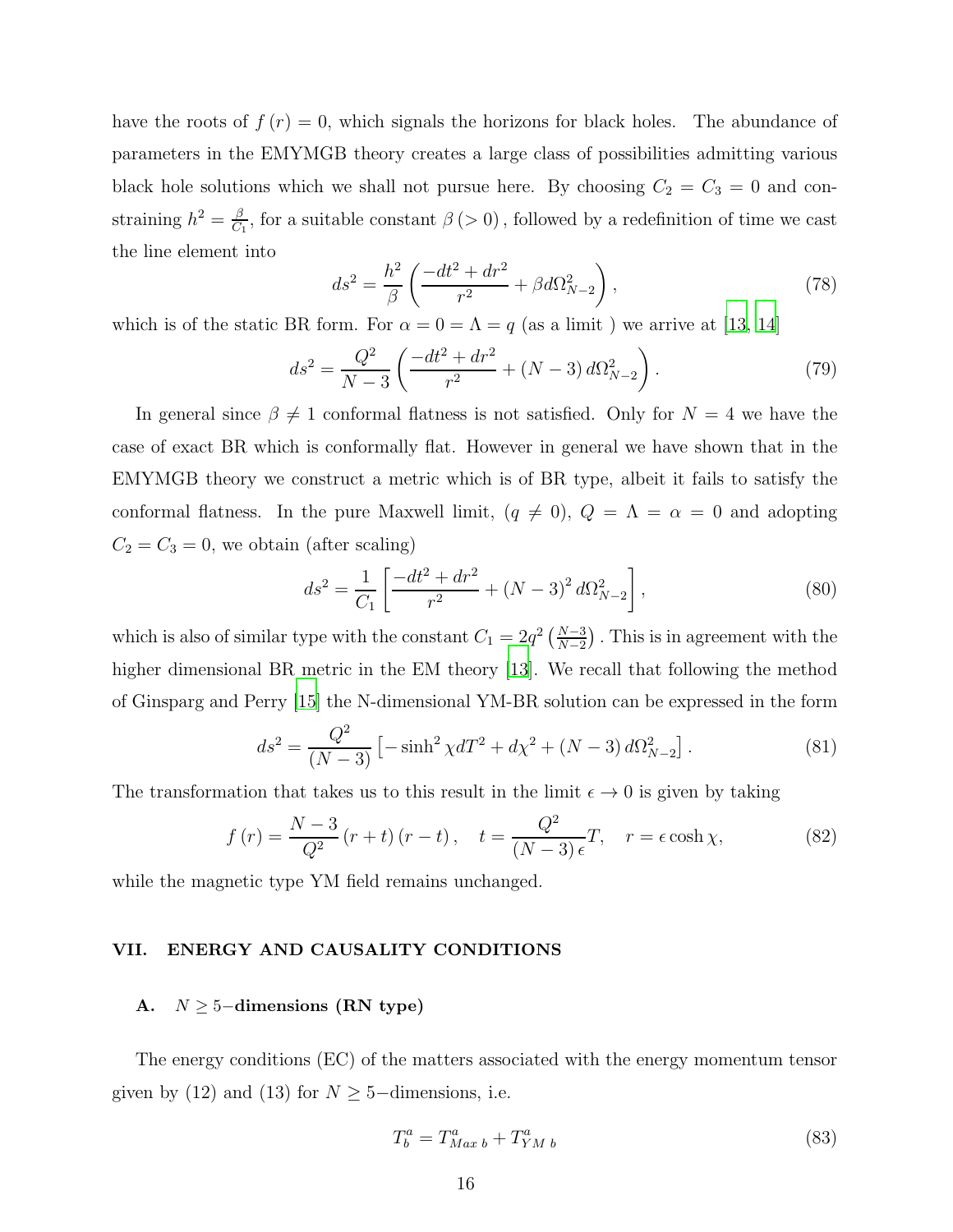have the roots of $f(r) = 0$, which signals the horizons for black holes. The abundance of parameters in the EMYMGB theory creates a large class of possibilities admitting various black hole solutions which we shall not pursue here. By choosing $C_2 = C_3 = 0$ and constraining $h^2 = \frac{\beta}{C_1}$, for a suitable constant $\beta\,(>0)$, followed by a redefinition of time we cast the line element into

$$ds^2 = \frac{h^2}{\beta}\left(\frac{-dt^2 + dr^2}{r^2} + \beta d\Omega_{N-2}^2\right), \tag{78}$$

which is of the static BR form. For $\alpha = 0 = \Lambda = q$ (as a limit ) we arrive at [13, 14]

$$ds^2 = \frac{Q^2}{N-3}\left(\frac{-dt^2 + dr^2}{r^2} + (N-3)\, d\Omega_{N-2}^2\right). \tag{79}$$

In general since $\beta \neq 1$ conformal flatness is not satisfied. Only for $N = 4$ we have the case of exact BR which is conformally flat. However in general we have shown that in the EMYMGB theory we construct a metric which is of BR type, albeit it fails to satisfy the conformal flatness. In the pure Maxwell limit, $(q \neq 0)$, $Q = \Lambda = \alpha = 0$ and adopting $C_2 = C_3 = 0$, we obtain (after scaling)

$$ds^2 = \frac{1}{C_1}\left[\frac{-dt^2 + dr^2}{r^2} + (N-3)^2\, d\Omega_{N-2}^2\right], \tag{80}$$

which is also of similar type with the constant $C_1 = 2q^2\left(\frac{N-3}{N-2}\right)$. This is in agreement with the higher dimensional BR metric in the EM theory [13]. We recall that following the method of Ginsparg and Perry [15] the N-dimensional YM-BR solution can be expressed in the form

$$ds^2 = \frac{Q^2}{(N-3)}\left[-\sinh^2\chi dT^2 + d\chi^2 + (N-3)\, d\Omega_{N-2}^2\right]. \tag{81}$$

The transformation that takes us to this result in the limit $\epsilon \to 0$ is given by taking

$$f(r) = \frac{N-3}{Q^2}(r+t)(r-t), \quad t = \frac{Q^2}{(N-3)\,\epsilon}T, \quad r = \epsilon\cosh\chi, \tag{82}$$

while the magnetic type YM field remains unchanged.

## VII. ENERGY AND CAUSALITY CONDITIONS

### A. $N \geq 5-$dimensions (RN type)

The energy conditions (EC) of the matters associated with the energy momentum tensor given by (12) and (13) for $N \geq 5-$dimensions, i.e.

$$T_b^a = T_{Max\ b}^a + T_{YM\ b}^a \tag{83}$$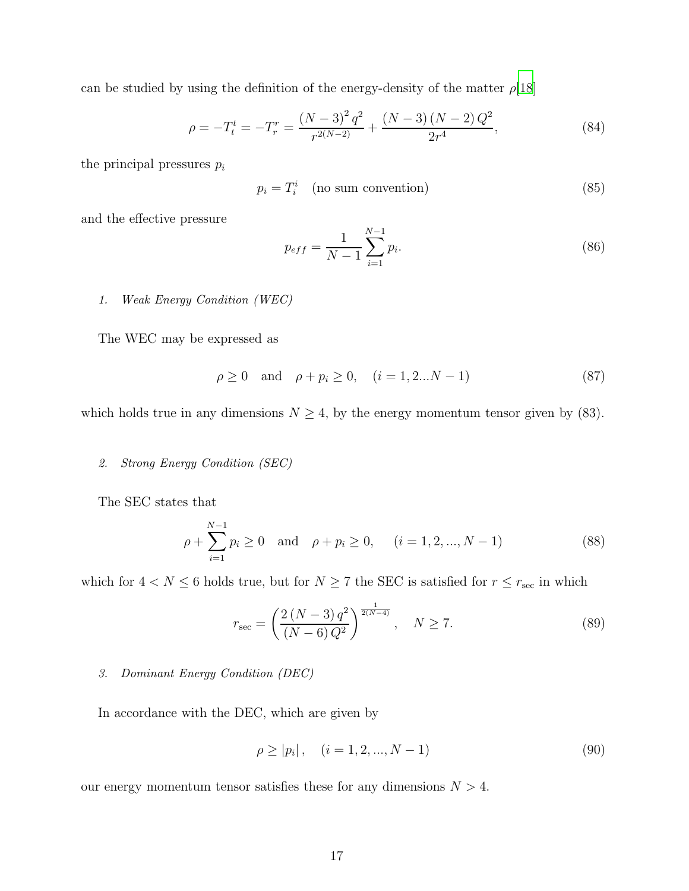can be studied by using the definition of the energy-density of the matter $\rho$[18]

$$\rho = -T_t^t = -T_r^r = \frac{(N-3)^2 q^2}{r^{2(N-2)}} + \frac{(N-3)(N-2) Q^2}{2r^4}, \tag{84}$$

the principal pressures $p_i$

$$p_i = T_i^i \quad \text{(no sum convention)} \tag{85}$$

and the effective pressure

$$p_{eff} = \frac{1}{N-1} \sum_{i=1}^{N-1} p_i. \tag{86}$$

### 1. *Weak Energy Condition (WEC)*

The WEC may be expressed as

$$\rho \geq 0 \quad \text{and} \quad \rho + p_i \geq 0, \quad (i = 1, 2 \ldots N-1) \tag{87}$$

which holds true in any dimensions $N \geq 4$, by the energy momentum tensor given by (83).

### 2. *Strong Energy Condition (SEC)*

The SEC states that

$$\rho + \sum_{i=1}^{N-1} p_i \geq 0 \quad \text{and} \quad \rho + p_i \geq 0, \quad (i = 1, 2, ..., N-1) \tag{88}$$

which for $4 < N \leq 6$ holds true, but for $N \geq 7$ the SEC is satisfied for $r \leq r_{\text{sec}}$ in which

$$r_{\text{sec}} = \left( \frac{2(N-3) q^2}{(N-6) Q^2} \right)^{\frac{1}{2(N-4)}}, \quad N \geq 7. \tag{89}$$

### 3. *Dominant Energy Condition (DEC)*

In accordance with the DEC, which are given by

$$\rho \geq |p_i|, \quad (i = 1, 2, ..., N-1) \tag{90}$$

our energy momentum tensor satisfies these for any dimensions $N > 4$.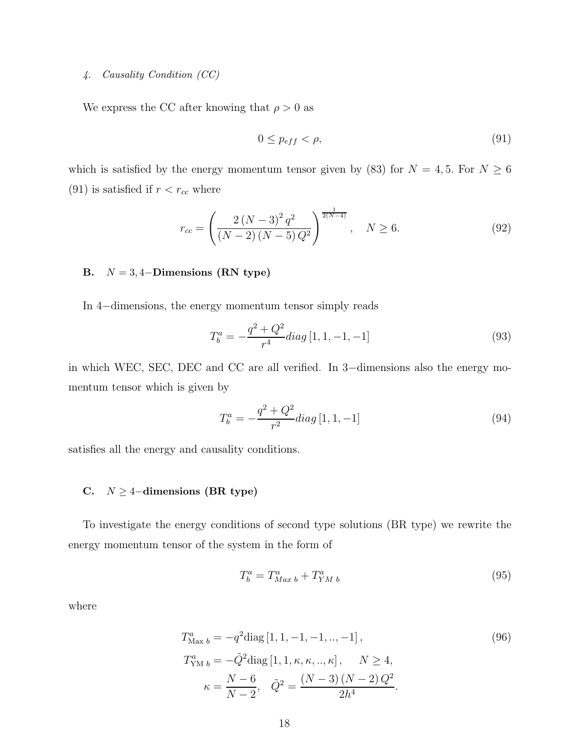#### 4. Causality Condition (CC)

We express the CC after knowing that $\rho > 0$ as

$$0 \leq p_{eff} < \rho, \tag{91}$$

which is satisfied by the energy momentum tensor given by (83) for $N = 4, 5$. For $N \geq 6$ (91) is satisfied if $r < r_{cc}$ where

$$r_{cc} = \left( \frac{2 (N-3)^2 q^2}{(N-2)(N-5) Q^2} \right)^{\frac{1}{2(N-4)}}, \quad N \geq 6. \tag{92}$$

### B. $N = 3, 4-$Dimensions (RN type)

In $4-$dimensions, the energy momentum tensor simply reads

$$T^a_b = -\frac{q^2 + Q^2}{r^4} diag\,[1, 1, -1, -1] \tag{93}$$

in which WEC, SEC, DEC and CC are all verified. In $3-$dimensions also the energy momentum tensor which is given by

$$T^a_b = -\frac{q^2 + Q^2}{r^2} diag\,[1, 1, -1] \tag{94}$$

satisfies all the energy and causality conditions.

### C. $N \geq 4-$dimensions (BR type)

To investigate the energy conditions of second type solutions (BR type) we rewrite the energy momentum tensor of the system in the form of

$$T^a_b = T^a_{Max\ b} + T^a_{YM\ b} \tag{95}$$

where

$$\begin{aligned} T^a_{\text{Max } b} &= -q^2 \text{diag}\,[1, 1, -1, -1, .., -1], \\ T^a_{\text{YM } b} &= -\tilde{Q}^2 \text{diag}\,[1, 1, \kappa, \kappa, .., \kappa], \qquad N \geq 4, \\ \kappa &= \frac{N-6}{N-2}, \quad \tilde{Q}^2 = \frac{(N-3)(N-2) Q^2}{2h^4}. \end{aligned} \tag{96}$$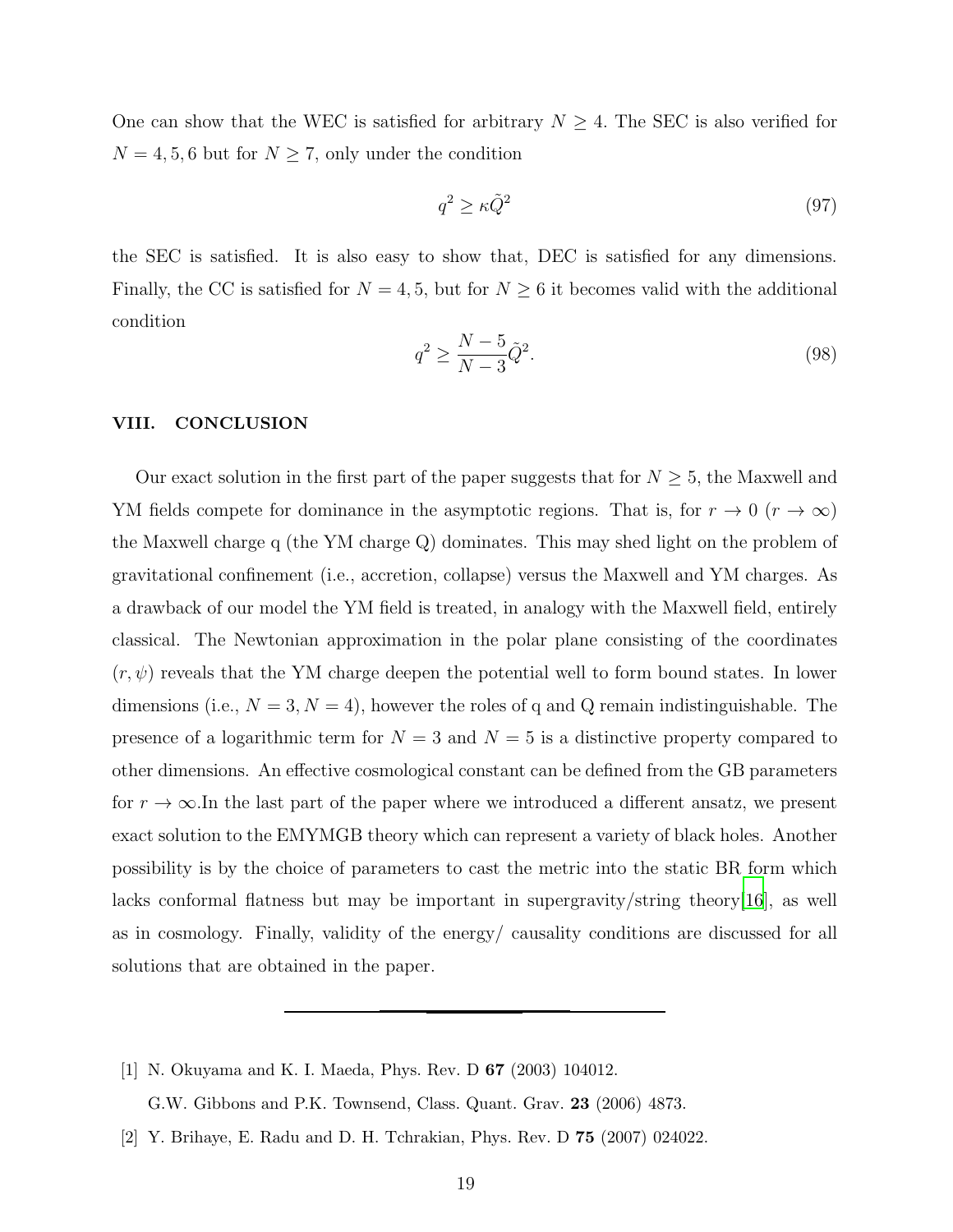One can show that the WEC is satisfied for arbitrary $N \geq 4$. The SEC is also verified for $N = 4, 5, 6$ but for $N \geq 7$, only under the condition

$$q^2 \geq \kappa \tilde{Q}^2 \tag{97}$$

the SEC is satisfied. It is also easy to show that, DEC is satisfied for any dimensions. Finally, the CC is satisfied for $N = 4, 5$, but for $N \geq 6$ it becomes valid with the additional condition

$$q^2 \geq \frac{N-5}{N-3}\tilde{Q}^2. \tag{98}$$

## VIII. CONCLUSION

Our exact solution in the first part of the paper suggests that for $N \geq 5$, the Maxwell and YM fields compete for dominance in the asymptotic regions. That is, for $r \to 0$ ($r \to \infty$) the Maxwell charge q (the YM charge Q) dominates. This may shed light on the problem of gravitational confinement (i.e., accretion, collapse) versus the Maxwell and YM charges. As a drawback of our model the YM field is treated, in analogy with the Maxwell field, entirely classical. The Newtonian approximation in the polar plane consisting of the coordinates $(r, \psi)$ reveals that the YM charge deepen the potential well to form bound states. In lower dimensions (i.e., $N = 3, N = 4$), however the roles of q and Q remain indistinguishable. The presence of a logarithmic term for $N = 3$ and $N = 5$ is a distinctive property compared to other dimensions. An effective cosmological constant can be defined from the GB parameters for $r \to \infty$.In the last part of the paper where we introduced a different ansatz, we present exact solution to the EMYMGB theory which can represent a variety of black holes. Another possibility is by the choice of parameters to cast the metric into the static BR form which lacks conformal flatness but may be important in supergravity/string theory[16], as well as in cosmology. Finally, validity of the energy/ causality conditions are discussed for all solutions that are obtained in the paper.

---

[1] N. Okuyama and K. I. Maeda, Phys. Rev. D **67** (2003) 104012.
G.W. Gibbons and P.K. Townsend, Class. Quant. Grav. **23** (2006) 4873.

[2] Y. Brihaye, E. Radu and D. H. Tchrakian, Phys. Rev. D **75** (2007) 024022.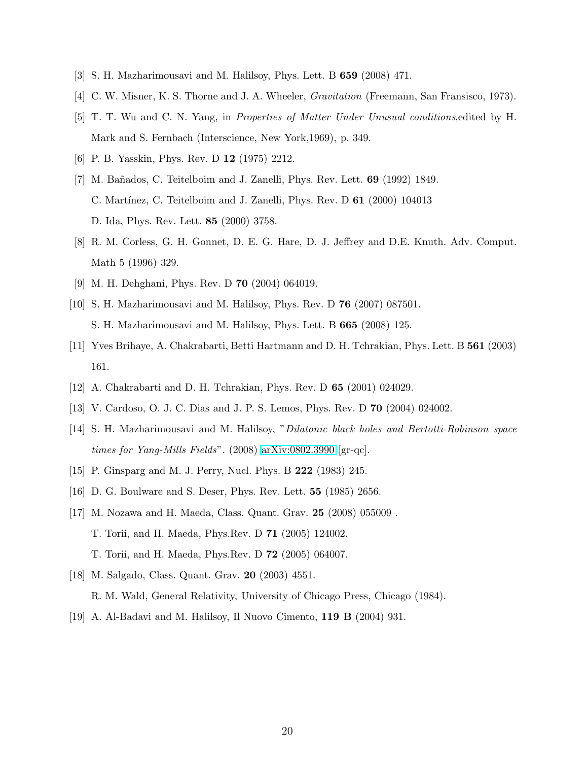[3] S. H. Mazharimousavi and M. Halilsoy, Phys. Lett. B **659** (2008) 471.

[4] C. W. Misner, K. S. Thorne and J. A. Wheeler, *Gravitation* (Freemann, San Fransisco, 1973).

[5] T. T. Wu and C. N. Yang, in *Properties of Matter Under Unusual conditions*,edited by H. Mark and S. Fernbach (Interscience, New York,1969), p. 349.

[6] P. B. Yasskin, Phys. Rev. D **12** (1975) 2212.

[7] M. Bañados, C. Teitelboim and J. Zanelli, Phys. Rev. Lett. **69** (1992) 1849.
C. Martínez, C. Teitelboim and J. Zanelli, Phys. Rev. D **61** (2000) 104013
D. Ida, Phys. Rev. Lett. **85** (2000) 3758.

[8] R. M. Corless, G. H. Gonnet, D. E. G. Hare, D. J. Jeffrey and D.E. Knuth. Adv. Comput. Math 5 (1996) 329.

[9] M. H. Dehghani, Phys. Rev. D **70** (2004) 064019.

[10] S. H. Mazharimousavi and M. Halilsoy, Phys. Rev. D **76** (2007) 087501.
S. H. Mazharimousavi and M. Halilsoy, Phys. Lett. B **665** (2008) 125.

[11] Yves Brihaye, A. Chakrabarti, Betti Hartmann and D. H. Tchrakian, Phys. Lett. B **561** (2003) 161.

[12] A. Chakrabarti and D. H. Tchrakian, Phys. Rev. D **65** (2001) 024029.

[13] V. Cardoso, O. J. C. Dias and J. P. S. Lemos, Phys. Rev. D **70** (2004) 024002.

[14] S. H. Mazharimousavi and M. Halilsoy, "*Dilatonic black holes and Bertotti-Robinson space times for Yang-Mills Fields*". (2008) arXiv:0802.3990 [gr-qc].

[15] P. Ginsparg and M. J. Perry, Nucl. Phys. B **222** (1983) 245.

[16] D. G. Boulware and S. Deser, Phys. Rev. Lett. **55** (1985) 2656.

[17] M. Nozawa and H. Maeda, Class. Quant. Grav. **25** (2008) 055009 .
T. Torii, and H. Maeda, Phys.Rev. D **71** (2005) 124002.
T. Torii, and H. Maeda, Phys.Rev. D **72** (2005) 064007.

[18] M. Salgado, Class. Quant. Grav. **20** (2003) 4551.
R. M. Wald, General Relativity, University of Chicago Press, Chicago (1984).

[19] A. Al-Badavi and M. Halilsoy, Il Nuovo Cimento, **119 B** (2004) 931.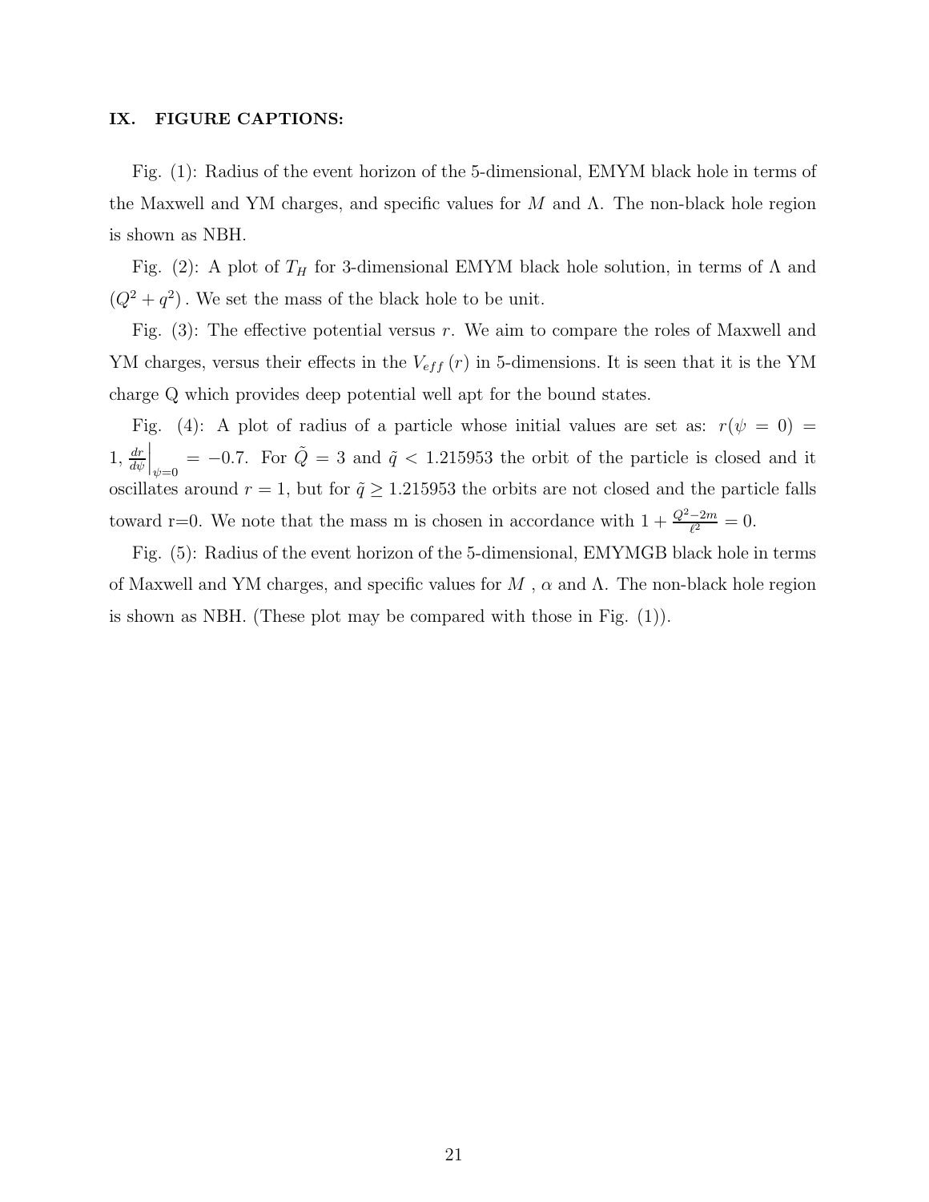## IX. FIGURE CAPTIONS:

Fig. (1): Radius of the event horizon of the 5-dimensional, EMYM black hole in terms of the Maxwell and YM charges, and specific values for $M$ and $\Lambda$. The non-black hole region is shown as NBH.

Fig. (2): A plot of $T_H$ for 3-dimensional EMYM black hole solution, in terms of $\Lambda$ and $(Q^2 + q^2)$. We set the mass of the black hole to be unit.

Fig. (3): The effective potential versus $r$. We aim to compare the roles of Maxwell and YM charges, versus their effects in the $V_{eff}(r)$ in 5-dimensions. It is seen that it is the YM charge Q which provides deep potential well apt for the bound states.

Fig. (4): A plot of radius of a particle whose initial values are set as: $r(\psi = 0) = 1$, $\left.\frac{dr}{d\psi}\right|_{\psi=0} = -0.7$. For $\tilde{Q} = 3$ and $\tilde{q} < 1.215953$ the orbit of the particle is closed and it oscillates around $r = 1$, but for $\tilde{q} \geq 1.215953$ the orbits are not closed and the particle falls toward r=0. We note that the mass m is chosen in accordance with $1 + \frac{Q^2 - 2m}{\ell^2} = 0$.

Fig. (5): Radius of the event horizon of the 5-dimensional, EMYMGB black hole in terms of Maxwell and YM charges, and specific values for $M$ , $\alpha$ and $\Lambda$. The non-black hole region is shown as NBH. (These plot may be compared with those in Fig. (1)).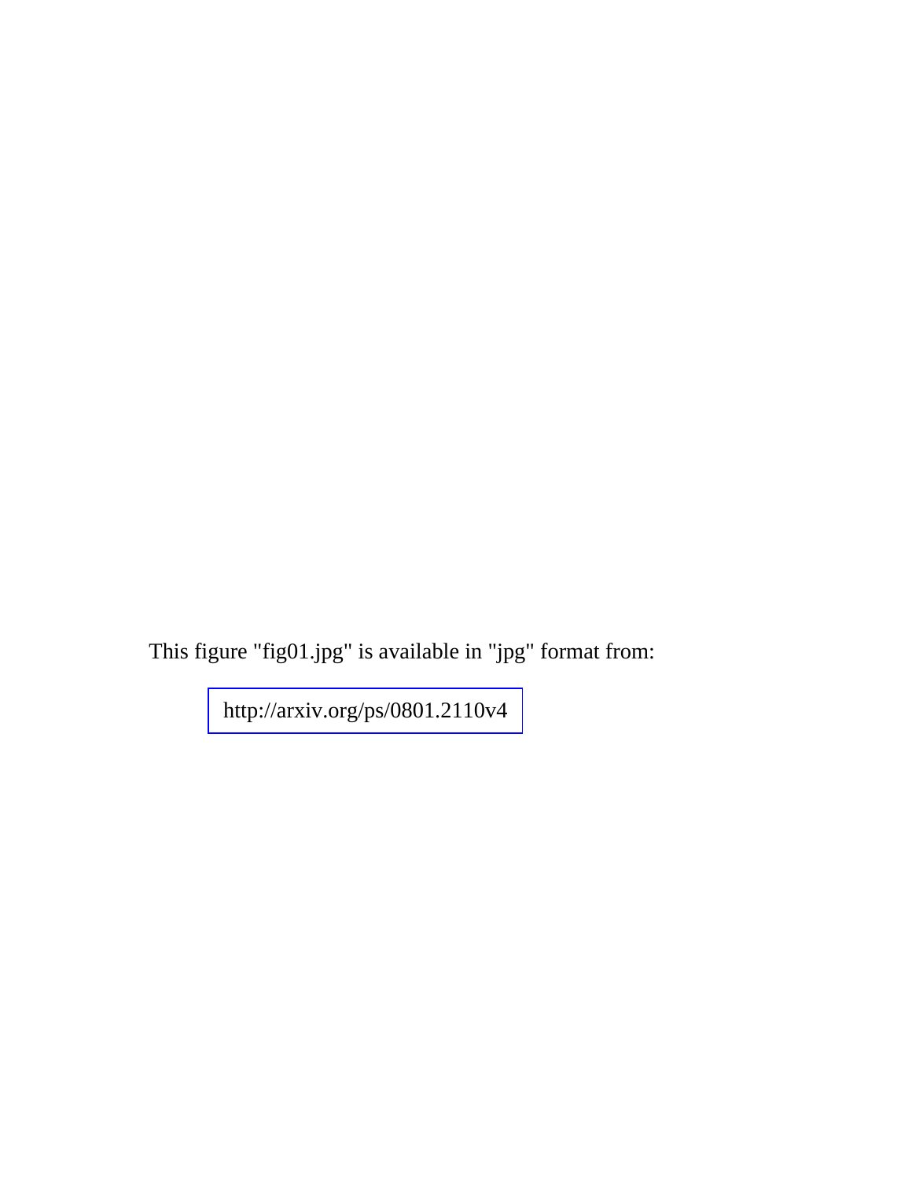This figure "fig01.jpg" is available in "jpg" format from:

http://arxiv.org/ps/0801.2110v4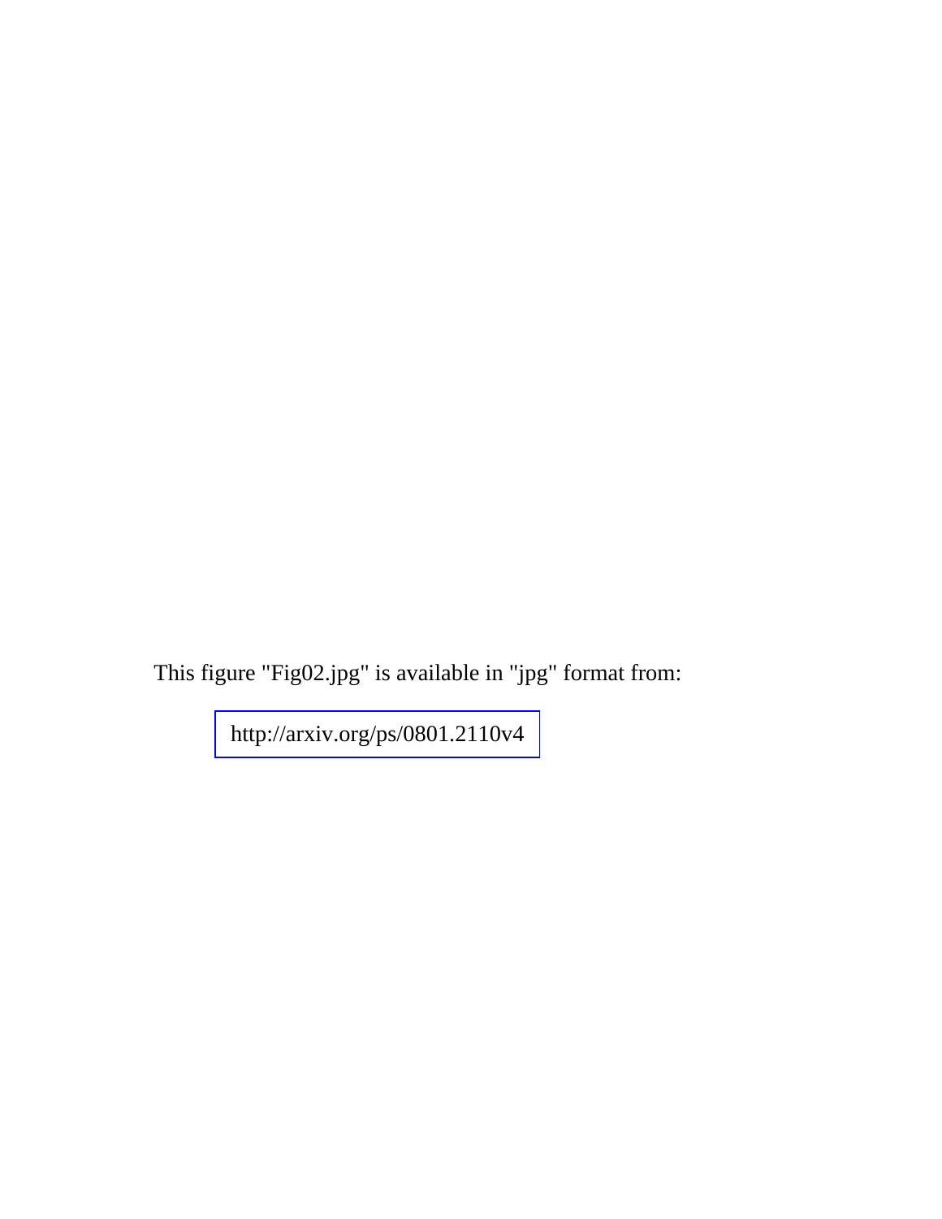This figure "Fig02.jpg" is available in "jpg" format from:

http://arxiv.org/ps/0801.2110v4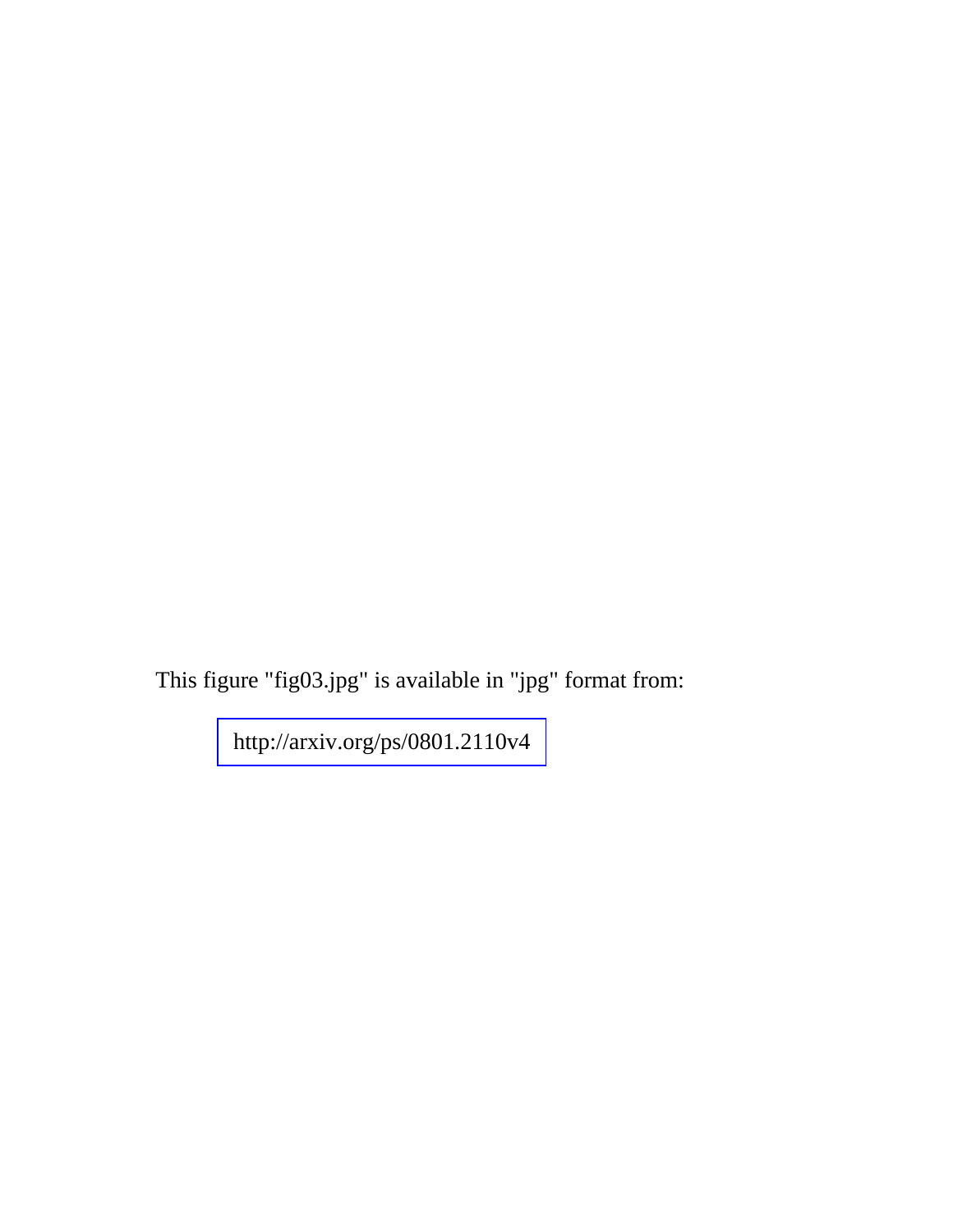This figure "fig03.jpg" is available in "jpg" format from:

http://arxiv.org/ps/0801.2110v4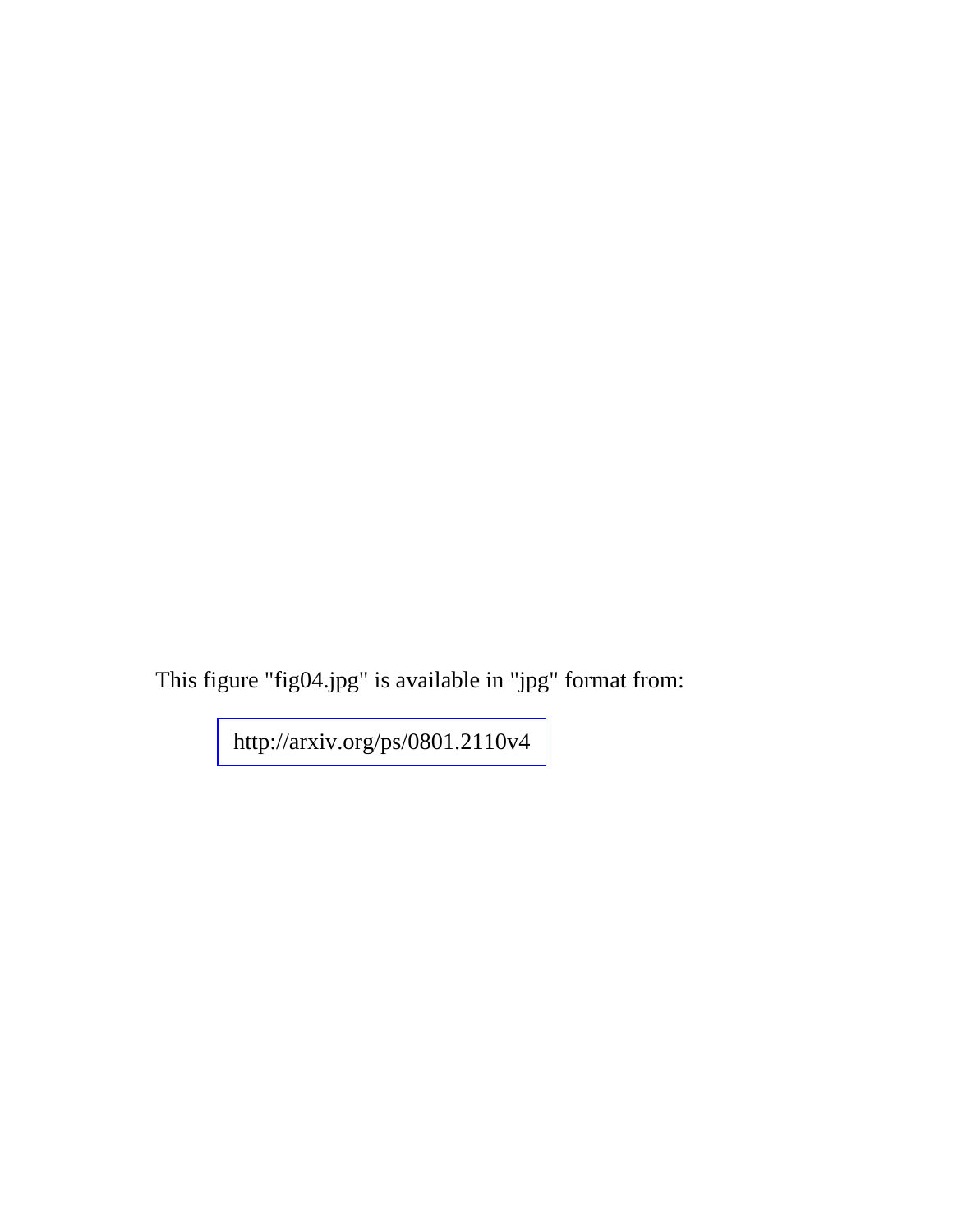This figure "fig04.jpg" is available in "jpg" format from:

http://arxiv.org/ps/0801.2110v4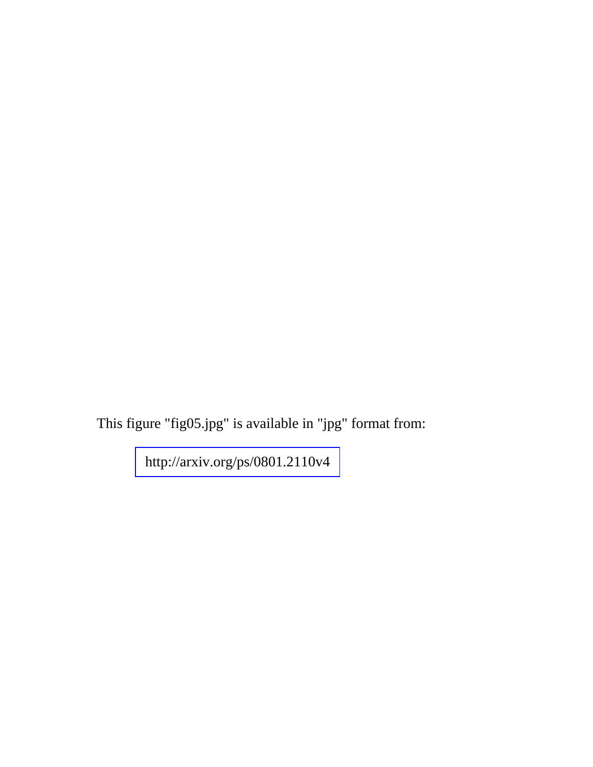This figure "fig05.jpg" is available in "jpg" format from:

http://arxiv.org/ps/0801.2110v4